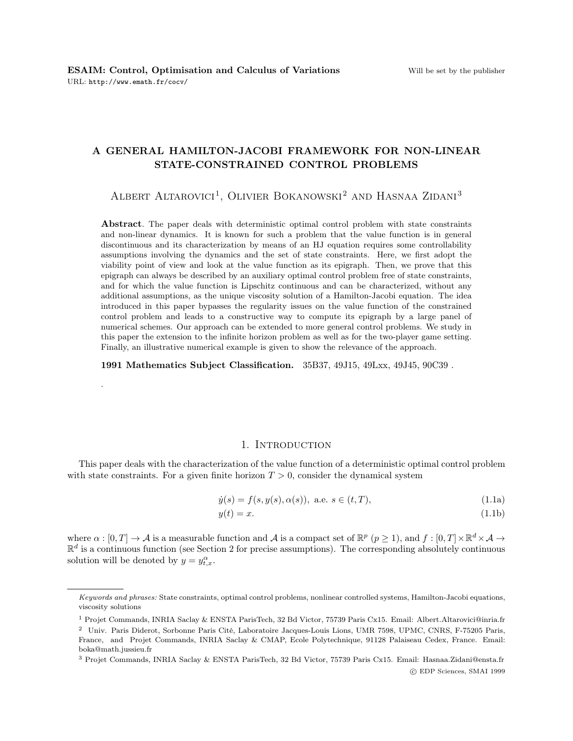# A GENERAL HAMILTON-JACOBI FRAMEWORK FOR NON-LINEAR STATE-CONSTRAINED CONTROL PROBLEMS

Albert Altarovici[1], Olivier Bokanowski[2] and Hasnaa Zidani[3]

**Abstract**. The paper deals with deterministic optimal control problem with state constraints and non-linear dynamics. It is known for such a problem that the value function is in general discontinuous and its characterization by means of an HJ equation requires some controllability assumptions involving the dynamics and the set of state constraints. Here, we first adopt the viability point of view and look at the value function as its epigraph. Then, we prove that this epigraph can always be described by an auxiliary optimal control problem free of state constraints, and for which the value function is Lipschitz continuous and can be characterized, without any additional assumptions, as the unique viscosity solution of a Hamilton-Jacobi equation. The idea introduced in this paper bypasses the regularity issues on the value function of the constrained control problem and leads to a constructive way to compute its epigraph by a large panel of numerical schemes. Our approach can be extended to more general control problems. We study in this paper the extension to the infinite horizon problem as well as for the two-player game setting. Finally, an illustrative numerical example is given to show the relevance of the approach.

**1991 Mathematics Subject Classification.** 35B37, 49J15, 49Lxx, 49J45, 90C39 .

## 1. Introduction

This paper deals with the characterization of the value function of a deterministic optimal control problem with state constraints. For a given finite horizon $T > 0$, consider the dynamical system

$$\dot{y}(s) = f(s, y(s), \alpha(s)), \text{ a.e. } s \in (t, T), \tag{1.1a}$$

$$y(t) = x. \tag{1.1b}$$

where $\alpha : [0, T] \to \mathcal{A}$ is a measurable function and $\mathcal{A}$ is a compact set of $\mathbb{R}^p$ ($p \geq 1$), and $f : [0, T] \times \mathbb{R}^d \times \mathcal{A} \to \mathbb{R}^d$ is a continuous function (see Section 2 for precise assumptions). The corresponding absolutely continuous solution will be denoted by $y = y^{\alpha}_{t,x}$.

*Keywords and phrases:* State constraints, optimal control problems, nonlinear controlled systems, Hamilton-Jacobi equations, viscosity solutions

[1] Projet Commands, INRIA Saclay & ENSTA ParisTech, 32 Bd Victor, 75739 Paris Cx15. Email: Albert.Altarovici@inria.fr

[2] Univ. Paris Diderot, Sorbonne Paris Cité, Laboratoire Jacques-Louis Lions, UMR 7598, UPMC, CNRS, F-75205 Paris, France, and Projet Commands, INRIA Saclay & CMAP, Ecole Polytechnique, 91128 Palaiseau Cedex, France. Email: boka@math.jussieu.fr

[3] Projet Commands, INRIA Saclay & ENSTA ParisTech, 32 Bd Victor, 75739 Paris Cx15. Email: Hasnaa.Zidani@ensta.fr

© EDP Sciences, SMAI 1999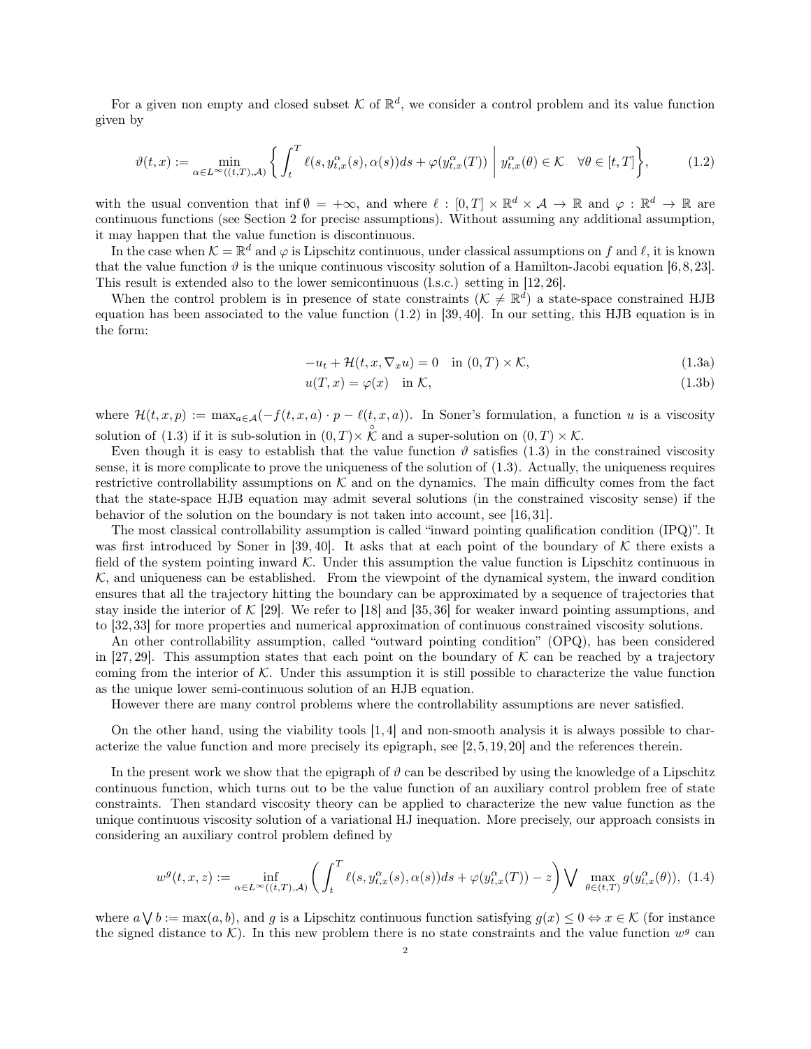For a given non empty and closed subset $\mathcal{K}$ of $\mathbb{R}^d$, we consider a control problem and its value function given by

$$\vartheta(t,x) := \min_{\alpha \in L^\infty((t,T),\mathcal{A})} \left\{ \int_t^T \ell(s, y^\alpha_{t,x}(s), \alpha(s)) ds + \varphi(y^\alpha_{t,x}(T)) \;\middle|\; y^\alpha_{t,x}(\theta) \in \mathcal{K} \quad \forall \theta \in [t,T] \right\}, \tag{1.2}$$

with the usual convention that $\inf \emptyset = +\infty$, and where $\ell : [0,T] \times \mathbb{R}^d \times \mathcal{A} \to \mathbb{R}$ and $\varphi : \mathbb{R}^d \to \mathbb{R}$ are continuous functions (see Section 2 for precise assumptions). Without assuming any additional assumption, it may happen that the value function is discontinuous.

In the case when $\mathcal{K} = \mathbb{R}^d$ and $\varphi$ is Lipschitz continuous, under classical assumptions on $f$ and $\ell$, it is known that the value function $\vartheta$ is the unique continuous viscosity solution of a Hamilton-Jacobi equation [6,8,23]. This result is extended also to the lower semicontinuous (l.s.c.) setting in [12,26].

When the control problem is in presence of state constraints ($\mathcal{K} \neq \mathbb{R}^d$) a state-space constrained HJB equation has been associated to the value function (1.2) in [39,40]. In our setting, this HJB equation is in the form:

$$-u_t + \mathcal{H}(t,x,\nabla_x u) = 0 \quad \text{in } (0,T) \times \mathcal{K}, \tag{1.3a}$$

$$u(T,x) = \varphi(x) \quad \text{in } \mathcal{K}, \tag{1.3b}$$

where $\mathcal{H}(t,x,p) := \max_{a \in \mathcal{A}}(-f(t,x,a) \cdot p - \ell(t,x,a))$. In Soner's formulation, a function $u$ is a viscosity solution of (1.3) if it is sub-solution in $(0,T) \times \overset{\circ}{\mathcal{K}}$ and a super-solution on $(0,T) \times \mathcal{K}$.

Even though it is easy to establish that the value function $\vartheta$ satisfies (1.3) in the constrained viscosity sense, it is more complicate to prove the uniqueness of the solution of (1.3). Actually, the uniqueness requires restrictive controllability assumptions on $\mathcal{K}$ and on the dynamics. The main difficulty comes from the fact that the state-space HJB equation may admit several solutions (in the constrained viscosity sense) if the behavior of the solution on the boundary is not taken into account, see [16,31].

The most classical controllability assumption is called "inward pointing qualification condition (IPQ)". It was first introduced by Soner in [39,40]. It asks that at each point of the boundary of $\mathcal{K}$ there exists a field of the system pointing inward $\mathcal{K}$. Under this assumption the value function is Lipschitz continuous in $\mathcal{K}$, and uniqueness can be established. From the viewpoint of the dynamical system, the inward condition ensures that all the trajectory hitting the boundary can be approximated by a sequence of trajectories that stay inside the interior of $\mathcal{K}$ [29]. We refer to [18] and [35,36] for weaker inward pointing assumptions, and to [32,33] for more properties and numerical approximation of continuous constrained viscosity solutions.

An other controllability assumption, called "outward pointing condition" (OPQ), has been considered in [27,29]. This assumption states that each point on the boundary of $\mathcal{K}$ can be reached by a trajectory coming from the interior of $\mathcal{K}$. Under this assumption it is still possible to characterize the value function as the unique lower semi-continuous solution of an HJB equation.

However there are many control problems where the controllability assumptions are never satisfied.

On the other hand, using the viability tools [1,4] and non-smooth analysis it is always possible to characterize the value function and more precisely its epigraph, see [2,5,19,20] and the references therein.

In the present work we show that the epigraph of $\vartheta$ can be described by using the knowledge of a Lipschitz continuous function, which turns out to be the value function of an auxiliary control problem free of state constraints. Then standard viscosity theory can be applied to characterize the new value function as the unique continuous viscosity solution of a variational HJ inequation. More precisely, our approach consists in considering an auxiliary control problem defined by

$$w^g(t,x,z) := \inf_{\alpha \in L^\infty((t,T),\mathcal{A})} \left( \int_t^T \ell(s, y^\alpha_{t,x}(s), \alpha(s)) ds + \varphi(y^\alpha_{t,x}(T)) - z \right) \bigvee \max_{\theta \in (t,T)} g(y^\alpha_{t,x}(\theta)), \tag{1.4}$$

where $a \bigvee b := \max(a,b)$, and $g$ is a Lipschitz continuous function satisfying $g(x) \leq 0 \Leftrightarrow x \in \mathcal{K}$ (for instance the signed distance to $\mathcal{K}$). In this new problem there is no state constraints and the value function $w^g$ can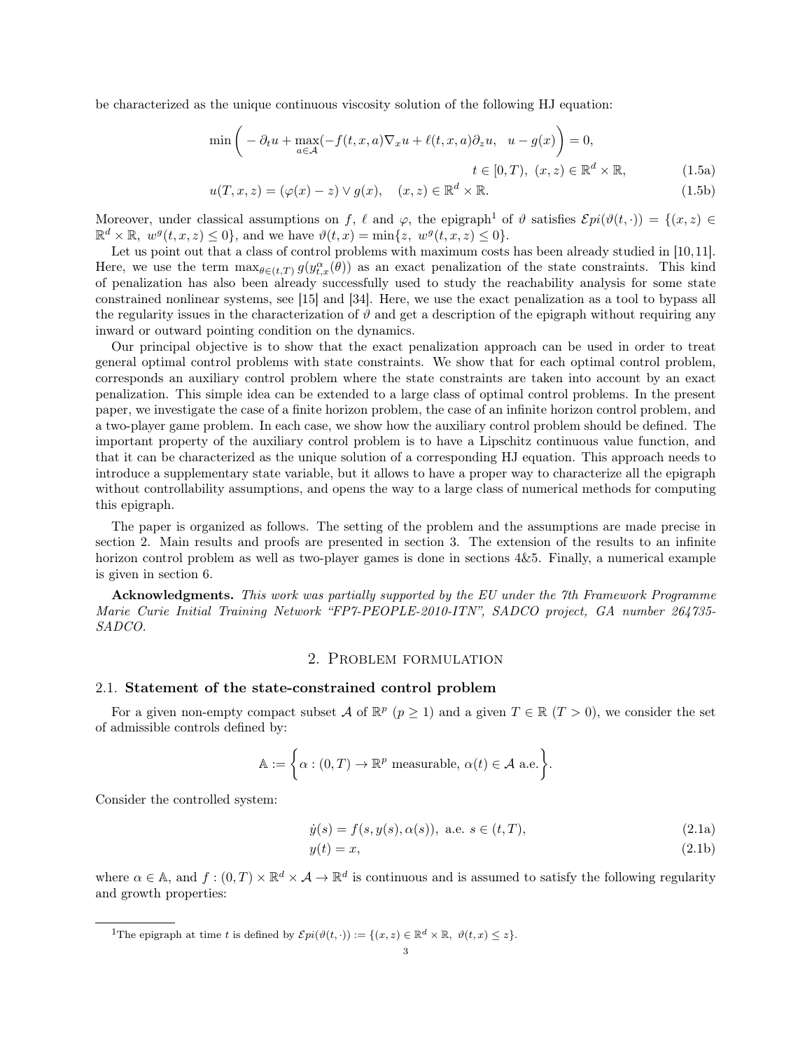be characterized as the unique continuous viscosity solution of the following HJ equation:

$$\min\bigg( -\partial_t u + \max_{a\in\mathcal{A}}(-f(t,x,a)\nabla_x u + \ell(t,x,a)\partial_z u, \;\; u - g(x)\bigg) = 0, \qquad t\in[0,T),\ (x,z)\in\mathbb{R}^d\times\mathbb{R}, \tag{1.5a}$$

$$u(T,x,z) = (\varphi(x)-z)\vee g(x), \quad (x,z)\in\mathbb{R}^d\times\mathbb{R}. \tag{1.5b}$$

Moreover, under classical assumptions on $f$, $\ell$ and $\varphi$, the epigraph[1] of $\vartheta$ satisfies $\mathcal{E}pi(\vartheta(t,\cdot)) = \{(x,z)\in\mathbb{R}^d\times\mathbb{R},\ w^g(t,x,z)\le 0\}$, and we have $\vartheta(t,x) = \min\{z,\ w^g(t,x,z)\le 0\}$.

Let us point out that a class of control problems with maximum costs has been already studied in [10,11]. Here, we use the term $\max_{\theta\in(t,T)} g(y^\alpha_{t,x}(\theta))$ as an exact penalization of the state constraints. This kind of penalization has also been already successfully used to study the reachability analysis for some state constrained nonlinear systems, see [15] and [34]. Here, we use the exact penalization as a tool to bypass all the regularity issues in the characterization of $\vartheta$ and get a description of the epigraph without requiring any inward or outward pointing condition on the dynamics.

Our principal objective is to show that the exact penalization approach can be used in order to treat general optimal control problems with state constraints. We show that for each optimal control problem, corresponds an auxiliary control problem where the state constraints are taken into account by an exact penalization. This simple idea can be extended to a large class of optimal control problems. In the present paper, we investigate the case of a finite horizon problem, the case of an infinite horizon control problem, and a two-player game problem. In each case, we show how the auxiliary control problem should be defined. The important property of the auxiliary control problem is to have a Lipschitz continuous value function, and that it can be characterized as the unique solution of a corresponding HJ equation. This approach needs to introduce a supplementary state variable, but it allows to have a proper way to characterize all the epigraph without controllability assumptions, and opens the way to a large class of numerical methods for computing this epigraph.

The paper is organized as follows. The setting of the problem and the assumptions are made precise in section 2. Main results and proofs are presented in section 3. The extension of the results to an infinite horizon control problem as well as two-player games is done in sections 4&5. Finally, a numerical example is given in section 6.

**Acknowledgments.** *This work was partially supported by the EU under the 7th Framework Programme Marie Curie Initial Training Network "FP7-PEOPLE-2010-ITN", SADCO project, GA number 264735-SADCO.*

## 2. Problem formulation

### 2.1. Statement of the state-constrained control problem

For a given non-empty compact subset $\mathcal{A}$ of $\mathbb{R}^p$ ($p\ge 1$) and a given $T\in\mathbb{R}$ ($T>0$), we consider the set of admissible controls defined by:

$$\mathbb{A} := \bigg\{\alpha : (0,T)\to\mathbb{R}^p \text{ measurable},\ \alpha(t)\in\mathcal{A} \text{ a.e.}\bigg\}.$$

Consider the controlled system:

$$\dot y(s) = f(s,y(s),\alpha(s)),\ \text{a.e. } s\in(t,T), \tag{2.1a}$$

$$y(t) = x, \tag{2.1b}$$

where $\alpha\in\mathbb{A}$, and $f:(0,T)\times\mathbb{R}^d\times\mathcal{A}\to\mathbb{R}^d$ is continuous and is assumed to satisfy the following regularity and growth properties:

[1] The epigraph at time $t$ is defined by $\mathcal{E}pi(\vartheta(t,\cdot)) := \{(x,z)\in\mathbb{R}^d\times\mathbb{R},\ \vartheta(t,x)\le z\}$.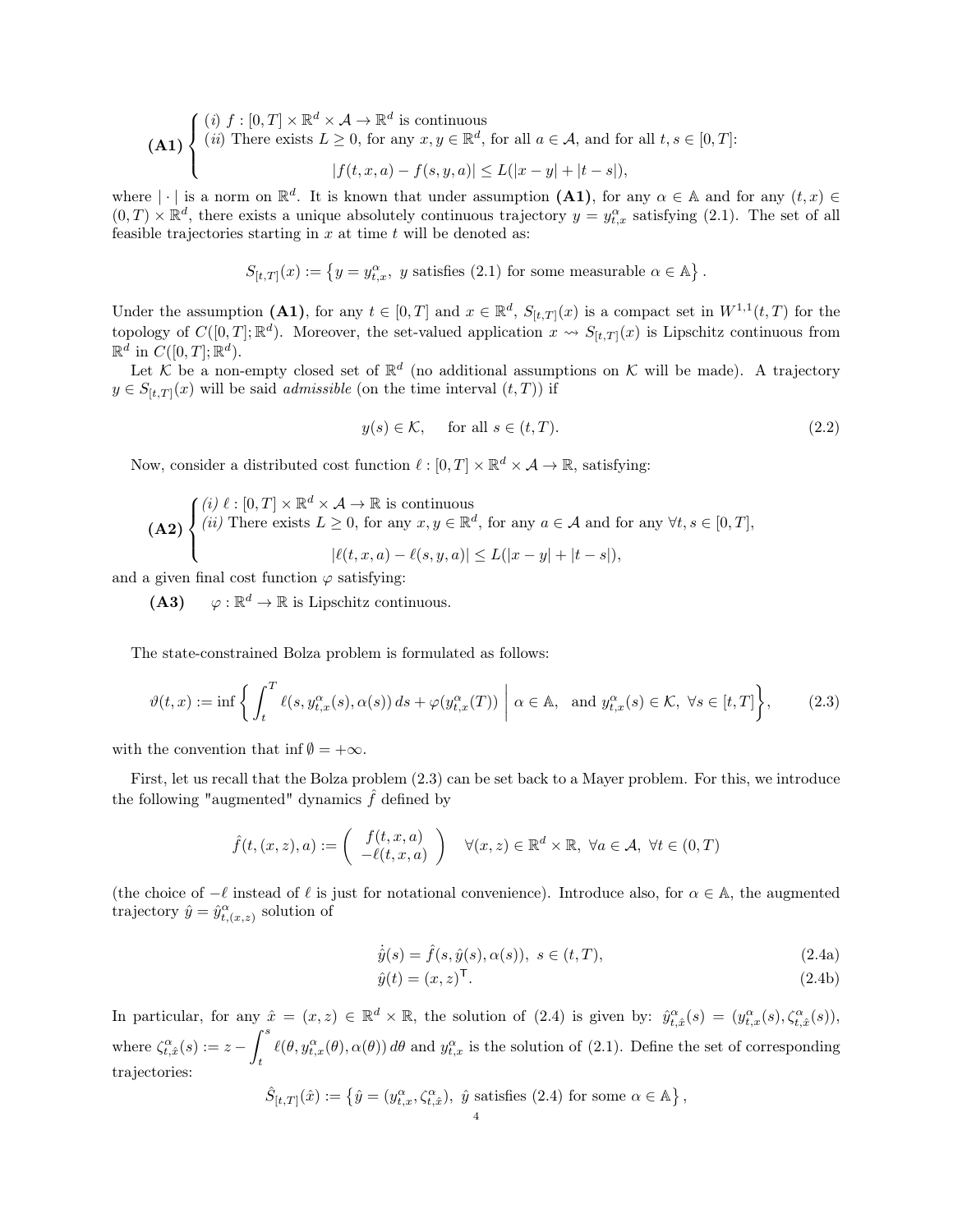$$
\textbf{(A1)} \begin{cases} (i)\ f : [0,T] \times \mathbb{R}^d \times \mathcal{A} \to \mathbb{R}^d \text{ is continuous} \\ (ii) \text{ There exists } L \geq 0, \text{ for any } x, y \in \mathbb{R}^d, \text{ for all } a \in \mathcal{A}, \text{ and for all } t, s \in [0,T]: \\ \qquad\qquad |f(t,x,a) - f(s,y,a)| \leq L(|x-y| + |t-s|), \end{cases}
$$

where $|\cdot|$ is a norm on $\mathbb{R}^d$. It is known that under assumption **(A1)**, for any $\alpha \in \mathbb{A}$ and for any $(t,x) \in (0,T) \times \mathbb{R}^d$, there exists a unique absolutely continuous trajectory $y = y^\alpha_{t,x}$ satisfying (2.1). The set of all feasible trajectories starting in $x$ at time $t$ will be denoted as:

$$
S_{[t,T]}(x) := \left\{ y = y^\alpha_{t,x},\ y \text{ satisfies (2.1) for some measurable } \alpha \in \mathbb{A} \right\}.
$$

Under the assumption **(A1)**, for any $t \in [0,T]$ and $x \in \mathbb{R}^d$, $S_{[t,T]}(x)$ is a compact set in $W^{1,1}(t,T)$ for the topology of $C([0,T];\mathbb{R}^d)$. Moreover, the set-valued application $x \rightsquigarrow S_{[t,T]}(x)$ is Lipschitz continuous from $\mathbb{R}^d$ in $C([0,T];\mathbb{R}^d)$.

Let $\mathcal{K}$ be a non-empty closed set of $\mathbb{R}^d$ (no additional assumptions on $\mathcal{K}$ will be made). A trajectory $y \in S_{[t,T]}(x)$ will be said *admissible* (on the time interval $(t,T)$) if

$$
y(s) \in \mathcal{K}, \quad \text{for all } s \in (t,T). \tag{2.2}
$$

Now, consider a distributed cost function $\ell : [0,T] \times \mathbb{R}^d \times \mathcal{A} \to \mathbb{R}$, satisfying:

$$
\textbf{(A2)} \begin{cases} (i)\ \ell : [0,T] \times \mathbb{R}^d \times \mathcal{A} \to \mathbb{R} \text{ is continuous} \\ (ii) \text{ There exists } L \geq 0, \text{ for any } x, y \in \mathbb{R}^d, \text{ for any } a \in \mathcal{A} \text{ and for any } \forall t, s \in [0,T], \\ \qquad\qquad |\ell(t,x,a) - \ell(s,y,a)| \leq L(|x-y| + |t-s|), \end{cases}
$$

and a given final cost function $\varphi$ satisfying:

**(A3)** $\quad \varphi : \mathbb{R}^d \to \mathbb{R}$ is Lipschitz continuous.

The state-constrained Bolza problem is formulated as follows:

$$
\vartheta(t,x) := \inf \left\{ \int_t^T \ell(s, y^\alpha_{t,x}(s), \alpha(s))\, ds + \varphi(y^\alpha_{t,x}(T)) \;\middle|\; \alpha \in \mathbb{A}, \ \text{ and } y^\alpha_{t,x}(s) \in \mathcal{K},\ \forall s \in [t,T] \right\}, \tag{2.3}
$$

with the convention that $\inf \emptyset = +\infty$.

First, let us recall that the Bolza problem (2.3) can be set back to a Mayer problem. For this, we introduce the following "augmented" dynamics $\hat{f}$ defined by

$$
\hat{f}(t,(x,z),a) := \begin{pmatrix} f(t,x,a) \\ -\ell(t,x,a) \end{pmatrix} \quad \forall (x,z) \in \mathbb{R}^d \times \mathbb{R},\ \forall a \in \mathcal{A},\ \forall t \in (0,T)
$$

(the choice of $-\ell$ instead of $\ell$ is just for notational convenience). Introduce also, for $\alpha \in \mathbb{A}$, the augmented trajectory $\hat{y} = \hat{y}^\alpha_{t,(x,z)}$ solution of

$$
\dot{\hat{y}}(s) = \hat{f}(s, \hat{y}(s), \alpha(s)), \ s \in (t,T), \tag{2.4a}
$$

$$
\hat{y}(t) = (x,z)^\mathsf{T}. \tag{2.4b}
$$

In particular, for any $\hat{x} = (x,z) \in \mathbb{R}^d \times \mathbb{R}$, the solution of (2.4) is given by: $\hat{y}^\alpha_{t,\hat{x}}(s) = (y^\alpha_{t,x}(s), \zeta^\alpha_{t,\hat{x}}(s))$, where $\zeta^\alpha_{t,\hat{x}}(s) := z - \displaystyle\int_t^s \ell(\theta, y^\alpha_{t,x}(\theta), \alpha(\theta))\, d\theta$ and $y^\alpha_{t,x}$ is the solution of (2.1). Define the set of corresponding trajectories:

$$
\hat{S}_{[t,T]}(\hat{x}) := \left\{ \hat{y} = (y^\alpha_{t,x}, \zeta^\alpha_{t,\hat{x}}),\ \hat{y} \text{ satisfies (2.4) for some } \alpha \in \mathbb{A} \right\},
$$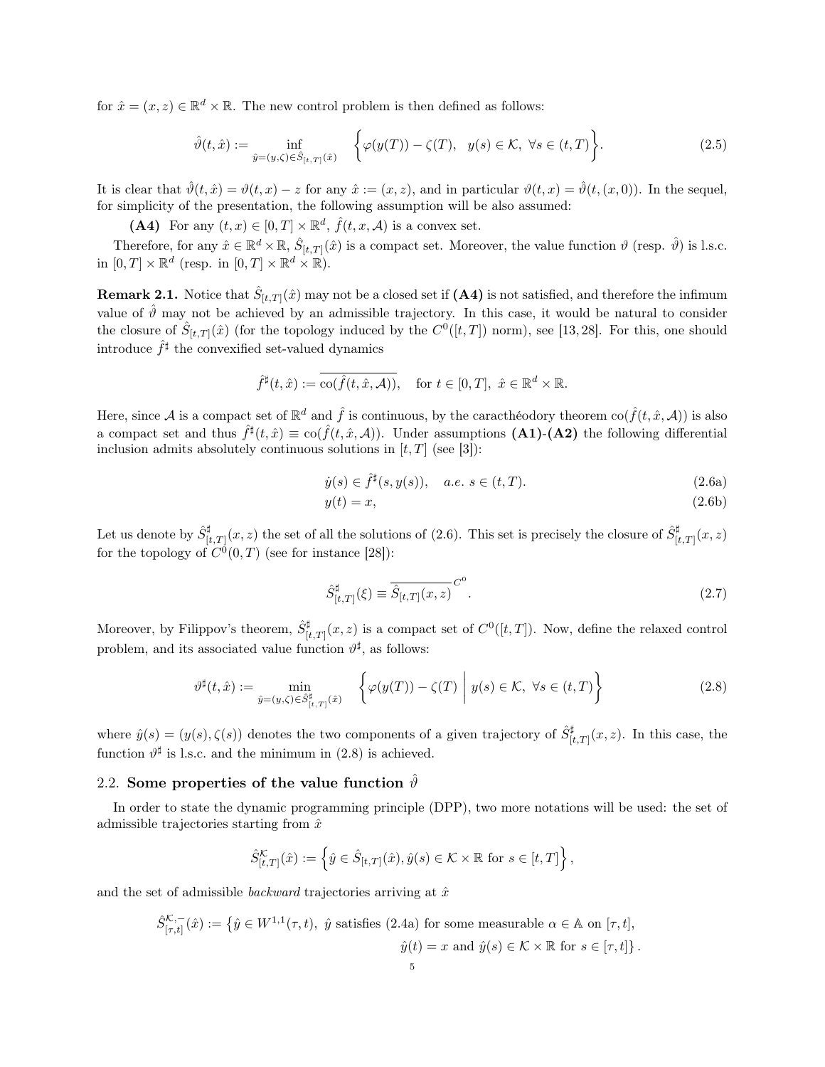for $\hat{x} = (x, z) \in \mathbb{R}^d \times \mathbb{R}$. The new control problem is then defined as follows:

$$\hat{\vartheta}(t, \hat{x}) := \inf_{\hat{y}=(y,\zeta)\in \hat{S}_{[t,T]}(\hat{x})} \left\{ \varphi(y(T)) - \zeta(T), \quad y(s) \in \mathcal{K}, \ \forall s \in (t, T) \right\}. \tag{2.5}$$

It is clear that $\hat{\vartheta}(t, \hat{x}) = \vartheta(t, x) - z$ for any $\hat{x} := (x, z)$, and in particular $\vartheta(t, x) = \hat{\vartheta}(t, (x, 0))$. In the sequel, for simplicity of the presentation, the following assumption will be also assumed:

**(A4)** For any $(t, x) \in [0, T] \times \mathbb{R}^d$, $\hat{f}(t, x, \mathcal{A})$ is a convex set.

Therefore, for any $\hat{x} \in \mathbb{R}^d \times \mathbb{R}$, $\hat{S}_{[t,T]}(\hat{x})$ is a compact set. Moreover, the value function $\vartheta$ (resp. $\hat{\vartheta}$) is l.s.c. in $[0, T] \times \mathbb{R}^d$ (resp. in $[0, T] \times \mathbb{R}^d \times \mathbb{R}$).

**Remark 2.1.** Notice that $\hat{S}_{[t,T]}(\hat{x})$ may not be a closed set if **(A4)** is not satisfied, and therefore the infimum value of $\hat{\vartheta}$ may not be achieved by an admissible trajectory. In this case, it would be natural to consider the closure of $\hat{S}_{[t,T]}(\hat{x})$ (for the topology induced by the $C^0([t, T])$ norm), see [13, 28]. For this, one should introduce $\hat{f}^\sharp$ the convexified set-valued dynamics

$$\hat{f}^\sharp(t, \hat{x}) := \overline{\text{co}(\hat{f}(t, \hat{x}, \mathcal{A}))}, \quad \text{for } t \in [0, T], \ \hat{x} \in \mathbb{R}^d \times \mathbb{R}.$$

Here, since $\mathcal{A}$ is a compact set of $\mathbb{R}^d$ and $\hat{f}$ is continuous, by the caracthéodory theorem $\text{co}(\hat{f}(t, \hat{x}, \mathcal{A}))$ is also a compact set and thus $\hat{f}^\sharp(t, \hat{x}) \equiv \text{co}(\hat{f}(t, \hat{x}, \mathcal{A}))$. Under assumptions **(A1)**-**(A2)** the following differential inclusion admits absolutely continuous solutions in $[t, T]$ (see [3]):

$$\dot{y}(s) \in \hat{f}^\sharp(s, y(s)), \quad a.e. \ s \in (t, T). \tag{2.6a}$$

$$y(t) = x, \tag{2.6b}$$

Let us denote by $\hat{S}^\sharp_{[t,T]}(x, z)$ the set of all the solutions of (2.6). This set is precisely the closure of $\hat{S}^\sharp_{[t,T]}(x, z)$ for the topology of $C^0(0, T)$ (see for instance [28]):

$$\hat{S}^\sharp_{[t,T]}(\xi) \equiv \overline{\hat{S}_{[t,T]}(x, z)}^{C^0}. \tag{2.7}$$

Moreover, by Filippov's theorem, $\hat{S}^\sharp_{[t,T]}(x, z)$ is a compact set of $C^0([t, T])$. Now, define the relaxed control problem, and its associated value function $\vartheta^\sharp$, as follows:

$$\vartheta^\sharp(t, \hat{x}) := \min_{\hat{y}=(y,\zeta)\in \hat{S}^\sharp_{[t,T]}(\hat{x})} \left\{ \varphi(y(T)) - \zeta(T) \ \middle| \ y(s) \in \mathcal{K}, \ \forall s \in (t, T) \right\} \tag{2.8}$$

where $\hat{y}(s) = (y(s), \zeta(s))$ denotes the two components of a given trajectory of $\hat{S}^\sharp_{[t,T]}(x, z)$. In this case, the function $\vartheta^\sharp$ is l.s.c. and the minimum in (2.8) is achieved.

## 2.2. Some properties of the value function $\hat{\vartheta}$

In order to state the dynamic programming principle (DPP), two more notations will be used: the set of admissible trajectories starting from $\hat{x}$

$$\hat{S}^{\mathcal{K}}_{[t,T]}(\hat{x}) := \left\{ \hat{y} \in \hat{S}_{[t,T]}(\hat{x}), \hat{y}(s) \in \mathcal{K} \times \mathbb{R} \text{ for } s \in [t, T] \right\},$$

and the set of admissible *backward* trajectories arriving at $\hat{x}$

$$\hat{S}^{\mathcal{K},-}_{[\tau,t]}(\hat{x}) := \{ \hat{y} \in W^{1,1}(\tau, t), \ \hat{y} \text{ satisfies (2.4a) for some measurable } \alpha \in \mathbb{A} \text{ on } [\tau, t],$$
$$\hat{y}(t) = x \text{ and } \hat{y}(s) \in \mathcal{K} \times \mathbb{R} \text{ for } s \in [\tau, t] \}.$$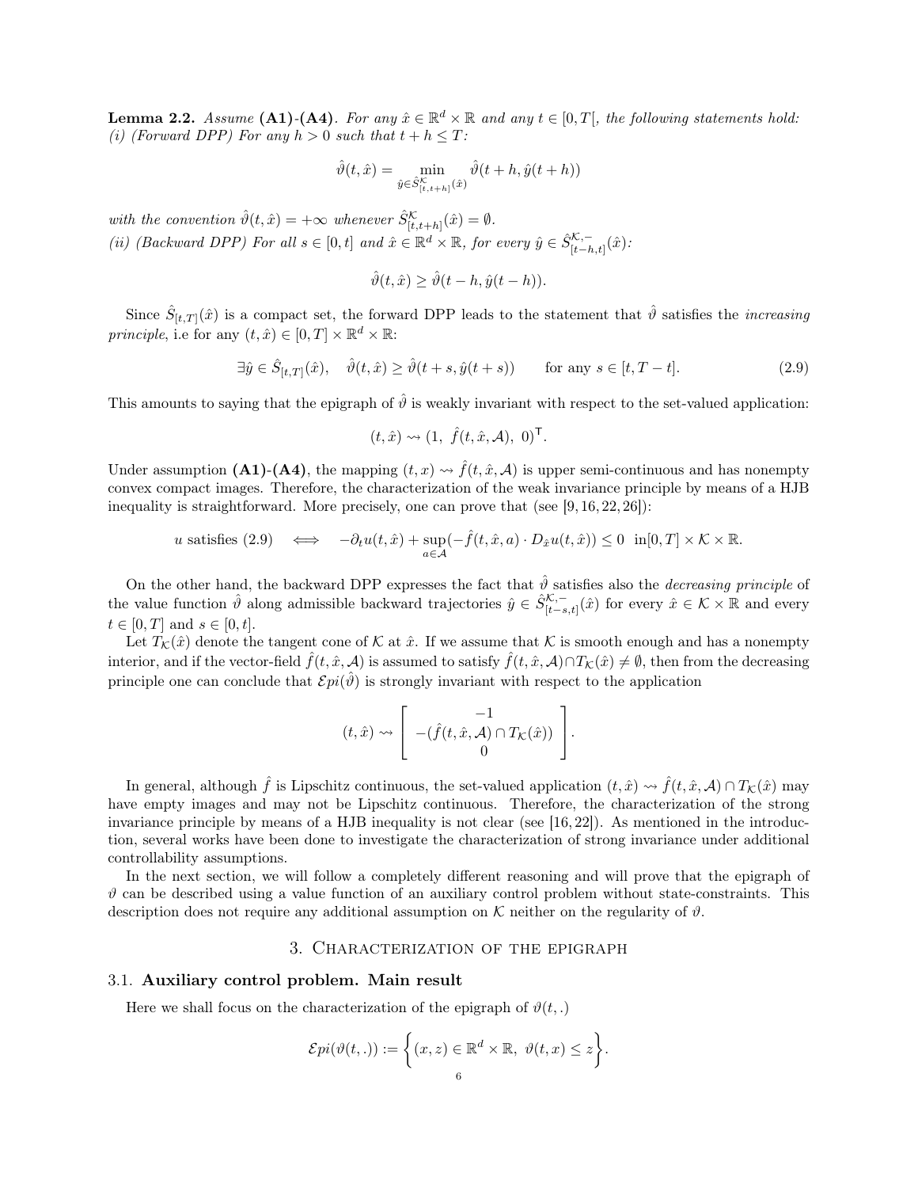**Lemma 2.2.** *Assume* **(A1)-(A4)**. *For any $\hat{x} \in \mathbb{R}^d \times \mathbb{R}$ and any $t \in [0, T[$, the following statements hold:*
*(i) (Forward DPP) For any $h > 0$ such that $t + h \leq T$:*

$$\hat{\vartheta}(t, \hat{x}) = \min_{\hat{y} \in \hat{S}^{\mathcal{K}}_{[t,t+h]}(\hat{x})} \hat{\vartheta}(t + h, \hat{y}(t + h))$$

*with the convention $\hat{\vartheta}(t, \hat{x}) = +\infty$ whenever $\hat{S}^{\mathcal{K}}_{[t,t+h]}(\hat{x}) = \emptyset$.*
*(ii) (Backward DPP) For all $s \in [0, t]$ and $\hat{x} \in \mathbb{R}^d \times \mathbb{R}$, for every $\hat{y} \in \hat{S}^{\mathcal{K},-}_{[t-h,t]}(\hat{x})$:*

$$\hat{\vartheta}(t, \hat{x}) \geq \hat{\vartheta}(t - h, \hat{y}(t - h)).$$

Since $\hat{S}_{[t,T]}(\hat{x})$ is a compact set, the forward DPP leads to the statement that $\hat{\vartheta}$ satisfies the *increasing principle*, i.e for any $(t, \hat{x}) \in [0, T] \times \mathbb{R}^d \times \mathbb{R}$:

$$\exists \hat{y} \in \hat{S}_{[t,T]}(\hat{x}), \quad \hat{\vartheta}(t, \hat{x}) \geq \hat{\vartheta}(t + s, \hat{y}(t + s)) \qquad \text{for any } s \in [t, T - t]. \tag{2.9}$$

This amounts to saying that the epigraph of $\hat{\vartheta}$ is weakly invariant with respect to the set-valued application:

$$(t, \hat{x}) \rightsquigarrow (1,\ \hat{f}(t, \hat{x}, \mathcal{A}),\ 0)^{\mathsf{T}}.$$

Under assumption **(A1)-(A4)**, the mapping $(t, x) \rightsquigarrow \hat{f}(t, \hat{x}, \mathcal{A})$ is upper semi-continuous and has nonempty convex compact images. Therefore, the characterization of the weak invariance principle by means of a HJB inequality is straightforward. More precisely, one can prove that (see [9, 16, 22, 26]):

$$u \text{ satisfies (2.9)} \quad \Longleftrightarrow \quad -\partial_t u(t, \hat{x}) + \sup_{a \in \mathcal{A}} (-\hat{f}(t, \hat{x}, a) \cdot D_{\hat{x}} u(t, \hat{x})) \leq 0 \ \text{ in} [0, T] \times \mathcal{K} \times \mathbb{R}.$$

On the other hand, the backward DPP expresses the fact that $\hat{\vartheta}$ satisfies also the *decreasing principle* of the value function $\hat{\vartheta}$ along admissible backward trajectories $\hat{y} \in \hat{S}^{\mathcal{K},-}_{[t-s,t]}(\hat{x})$ for every $\hat{x} \in \mathcal{K} \times \mathbb{R}$ and every $t \in [0, T]$ and $s \in [0, t]$.

Let $T_{\mathcal{K}}(\hat{x})$ denote the tangent cone of $\mathcal{K}$ at $\hat{x}$. If we assume that $\mathcal{K}$ is smooth enough and has a nonempty interior, and if the vector-field $\hat{f}(t, \hat{x}, \mathcal{A})$ is assumed to satisfy $\hat{f}(t, \hat{x}, \mathcal{A}) \cap T_{\mathcal{K}}(\hat{x}) \neq \emptyset$, then from the decreasing principle one can conclude that $\mathcal{E}pi(\hat{\vartheta})$ is strongly invariant with respect to the application

$$(t, \hat{x}) \rightsquigarrow \begin{bmatrix} -1 \\ -(\hat{f}(t, \hat{x}, \mathcal{A}) \cap T_{\mathcal{K}}(\hat{x})) \\ 0 \end{bmatrix}.$$

In general, although $\hat{f}$ is Lipschitz continuous, the set-valued application $(t, \hat{x}) \rightsquigarrow \hat{f}(t, \hat{x}, \mathcal{A}) \cap T_{\mathcal{K}}(\hat{x})$ may have empty images and may not be Lipschitz continuous. Therefore, the characterization of the strong invariance principle by means of a HJB inequality is not clear (see [16, 22]). As mentioned in the introduction, several works have been done to investigate the characterization of strong invariance under additional controllability assumptions.

In the next section, we will follow a completely different reasoning and will prove that the epigraph of $\vartheta$ can be described using a value function of an auxiliary control problem without state-constraints. This description does not require any additional assumption on $\mathcal{K}$ neither on the regularity of $\vartheta$.

## 3. Characterization of the epigraph

### 3.1. Auxiliary control problem. Main result

Here we shall focus on the characterization of the epigraph of $\vartheta(t, .)$

$$\mathcal{E}pi(\vartheta(t, .)) := \Big\{(x, z) \in \mathbb{R}^d \times \mathbb{R},\ \vartheta(t, x) \leq z\Big\}.$$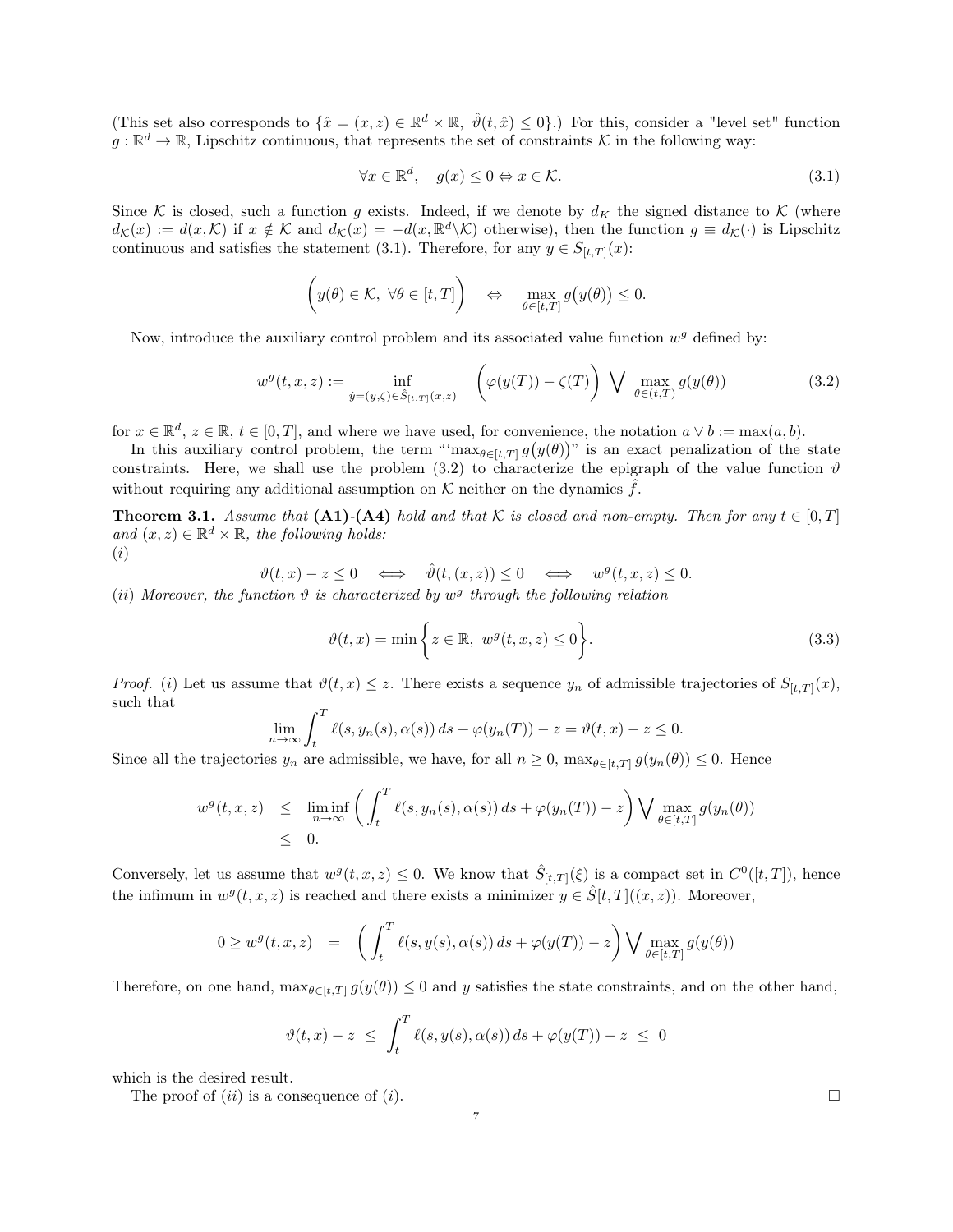(This set also corresponds to $\{\hat{x} = (x, z) \in \mathbb{R}^d \times \mathbb{R},\ \hat{\vartheta}(t, \hat{x}) \leq 0\}$.) For this, consider a "level set" function $g : \mathbb{R}^d \to \mathbb{R}$, Lipschitz continuous, that represents the set of constraints $\mathcal{K}$ in the following way:

$$\forall x \in \mathbb{R}^d, \quad g(x) \leq 0 \Leftrightarrow x \in \mathcal{K}. \tag{3.1}$$

Since $\mathcal{K}$ is closed, such a function $g$ exists. Indeed, if we denote by $d_K$ the signed distance to $\mathcal{K}$ (where $d_{\mathcal{K}}(x) := d(x, \mathcal{K})$ if $x \notin \mathcal{K}$ and $d_{\mathcal{K}}(x) = -d(x, \mathbb{R}^d \backslash \mathcal{K})$ otherwise), then the function $g \equiv d_{\mathcal{K}}(\cdot)$ is Lipschitz continuous and satisfies the statement (3.1). Therefore, for any $y \in S_{[t,T]}(x)$:

$$\Big( y(\theta) \in \mathcal{K},\ \forall \theta \in [t, T] \Big) \quad \Leftrightarrow \quad \max_{\theta \in [t,T]} g\big(y(\theta)\big) \leq 0.$$

Now, introduce the auxiliary control problem and its associated value function $w^g$ defined by:

$$w^g(t, x, z) := \inf_{\hat{y}=(y,\zeta) \in \hat{S}_{[t,T]}(x,z)} \Big( \varphi(y(T)) - \zeta(T) \Big) \bigvee \max_{\theta \in (t,T)} g(y(\theta)) \tag{3.2}$$

for $x \in \mathbb{R}^d$, $z \in \mathbb{R}$, $t \in [0, T]$, and where we have used, for convenience, the notation $a \vee b := \max(a, b)$.

In this auxiliary control problem, the term "'$\max_{\theta \in [t,T]} g\big(y(\theta)\big)$" is an exact penalization of the state constraints. Here, we shall use the problem (3.2) to characterize the epigraph of the value function $\vartheta$ without requiring any additional assumption on $\mathcal{K}$ neither on the dynamics $\hat{f}$.

**Theorem 3.1.** *Assume that* **(A1)-(A4)** *hold and that $\mathcal{K}$ is closed and non-empty. Then for any $t \in [0, T]$ and $(x, z) \in \mathbb{R}^d \times \mathbb{R}$, the following holds:*
*(i)*

$$\vartheta(t, x) - z \leq 0 \iff \hat{\vartheta}(t, (x, z)) \leq 0 \iff w^g(t, x, z) \leq 0.$$

*(ii) Moreover, the function $\vartheta$ is characterized by $w^g$ through the following relation*

$$\vartheta(t, x) = \min\Big\{ z \in \mathbb{R},\ w^g(t, x, z) \leq 0 \Big\}. \tag{3.3}$$

*Proof.* *(i)* Let us assume that $\vartheta(t, x) \leq z$. There exists a sequence $y_n$ of admissible trajectories of $S_{[t,T]}(x)$, such that

$$\lim_{n \to \infty} \int_t^T \ell(s, y_n(s), \alpha(s))\, ds + \varphi(y_n(T)) - z = \vartheta(t, x) - z \leq 0.$$

Since all the trajectories $y_n$ are admissible, we have, for all $n \geq 0$, $\max_{\theta \in [t,T]} g(y_n(\theta)) \leq 0$. Hence

$$\begin{aligned} w^g(t, x, z) &\leq \liminf_{n \to \infty} \left( \int_t^T \ell(s, y_n(s), \alpha(s))\, ds + \varphi(y_n(T)) - z \right) \bigvee \max_{\theta \in [t,T]} g(y_n(\theta)) \\ &\leq 0. \end{aligned}$$

Conversely, let us assume that $w^g(t, x, z) \leq 0$. We know that $\hat{S}_{[t,T]}(\xi)$ is a compact set in $C^0([t, T])$, hence the infimum in $w^g(t, x, z)$ is reached and there exists a minimizer $y \in \hat{S}[t, T]((x, z))$. Moreover,

$$0 \geq w^g(t, x, z) = \left( \int_t^T \ell(s, y(s), \alpha(s))\, ds + \varphi(y(T)) - z \right) \bigvee \max_{\theta \in [t,T]} g(y(\theta))$$

Therefore, on one hand, $\max_{\theta \in [t,T]} g(y(\theta)) \leq 0$ and $y$ satisfies the state constraints, and on the other hand,

$$\vartheta(t, x) - z \leq \int_t^T \ell(s, y(s), \alpha(s))\, ds + \varphi(y(T)) - z \leq 0$$

which is the desired result.

The proof of *(ii)* is a consequence of *(i)*. $\square$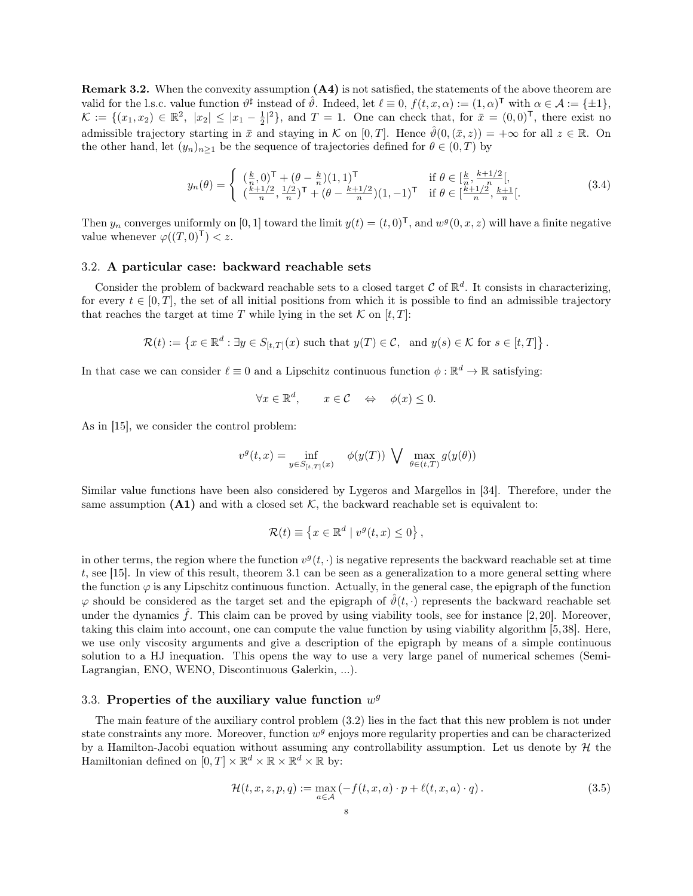**Remark 3.2.** When the convexity assumption **(A4)** is not satisfied, the statements of the above theorem are valid for the l.s.c. value function $\vartheta^\sharp$ instead of $\hat{\vartheta}$. Indeed, let $\ell \equiv 0$, $f(t, x, \alpha) := (1, \alpha)^\mathsf{T}$ with $\alpha \in \mathcal{A} := \{\pm 1\}$, $\mathcal{K} := \{(x_1, x_2) \in \mathbb{R}^2,\ |x_2| \leq |x_1 - \frac{1}{2}|^2\}$, and $T = 1$. One can check that, for $\bar{x} = (0, 0)^\mathsf{T}$, there exist no admissible trajectory starting in $\bar{x}$ and staying in $\mathcal{K}$ on $[0, T]$. Hence $\hat{\vartheta}(0, (\bar{x}, z)) = +\infty$ for all $z \in \mathbb{R}$. On the other hand, let $(y_n)_{n\geq 1}$ be the sequence of trajectories defined for $\theta \in (0, T)$ by

$$y_n(\theta) = \begin{cases} (\frac{k}{n}, 0)^\mathsf{T} + (\theta - \frac{k}{n})(1, 1)^\mathsf{T} & \text{if } \theta \in [\frac{k}{n}, \frac{k+1/2}{n}[, \\ (\frac{k+1/2}{n}, \frac{1/2}{n})^\mathsf{T} + (\theta - \frac{k+1/2}{n})(1, -1)^\mathsf{T} & \text{if } \theta \in [\frac{k+1/2}{n}, \frac{k+1}{n}[. \end{cases} \tag{3.4}$$

Then $y_n$ converges uniformly on $[0, 1]$ toward the limit $y(t) = (t, 0)^\mathsf{T}$, and $w^g(0, x, z)$ will have a finite negative value whenever $\varphi((T, 0)^\mathsf{T}) < z$.

### 3.2. **A particular case: backward reachable sets**

Consider the problem of backward reachable sets to a closed target $\mathcal{C}$ of $\mathbb{R}^d$. It consists in characterizing, for every $t \in [0, T]$, the set of all initial positions from which it is possible to find an admissible trajectory that reaches the target at time $T$ while lying in the set $\mathcal{K}$ on $[t, T]$:

$$\mathcal{R}(t) := \left\{ x \in \mathbb{R}^d : \exists y \in S_{[t,T]}(x) \text{ such that } y(T) \in \mathcal{C}, \text{ and } y(s) \in \mathcal{K} \text{ for } s \in [t, T] \right\}.$$

In that case we can consider $\ell \equiv 0$ and a Lipschitz continuous function $\phi : \mathbb{R}^d \to \mathbb{R}$ satisfying:

$$\forall x \in \mathbb{R}^d, \qquad x \in \mathcal{C} \quad \Leftrightarrow \quad \phi(x) \leq 0.$$

As in [15], we consider the control problem:

$$v^g(t, x) = \inf_{y \in S_{[t,T]}(x)} \quad \phi(y(T)) \bigvee \max_{\theta \in (t,T)} g(y(\theta))$$

Similar value functions have been also considered by Lygeros and Margellos in [34]. Therefore, under the same assumption **(A1)** and with a closed set $\mathcal{K}$, the backward reachable set is equivalent to:

$$\mathcal{R}(t) \equiv \left\{ x \in \mathbb{R}^d \mid v^g(t, x) \leq 0 \right\},$$

in other terms, the region where the function $v^g(t, \cdot)$ is negative represents the backward reachable set at time $t$, see [15]. In view of this result, theorem 3.1 can be seen as a generalization to a more general setting where the function $\varphi$ is any Lipschitz continuous function. Actually, in the general case, the epigraph of the function $\varphi$ should be considered as the target set and the epigraph of $\hat{\vartheta}(t, \cdot)$ represents the backward reachable set under the dynamics $\hat{f}$. This claim can be proved by using viability tools, see for instance [2, 20]. Moreover, taking this claim into account, one can compute the value function by using viability algorithm [5, 38]. Here, we use only viscosity arguments and give a description of the epigraph by means of a simple continuous solution to a HJ inequation. This opens the way to use a very large panel of numerical schemes (Semi-Lagrangian, ENO, WENO, Discontinuous Galerkin, ...).

### 3.3. **Properties of the auxiliary value function $w^g$**

The main feature of the auxiliary control problem (3.2) lies in the fact that this new problem is not under state constraints any more. Moreover, function $w^g$ enjoys more regularity properties and can be characterized by a Hamilton-Jacobi equation without assuming any controllability assumption. Let us denote by $\mathcal{H}$ the Hamiltonian defined on $[0, T] \times \mathbb{R}^d \times \mathbb{R} \times \mathbb{R}^d \times \mathbb{R}$ by:

$$\mathcal{H}(t, x, z, p, q) := \max_{a \in \mathcal{A}} \left( -f(t, x, a) \cdot p + \ell(t, x, a) \cdot q \right). \tag{3.5}$$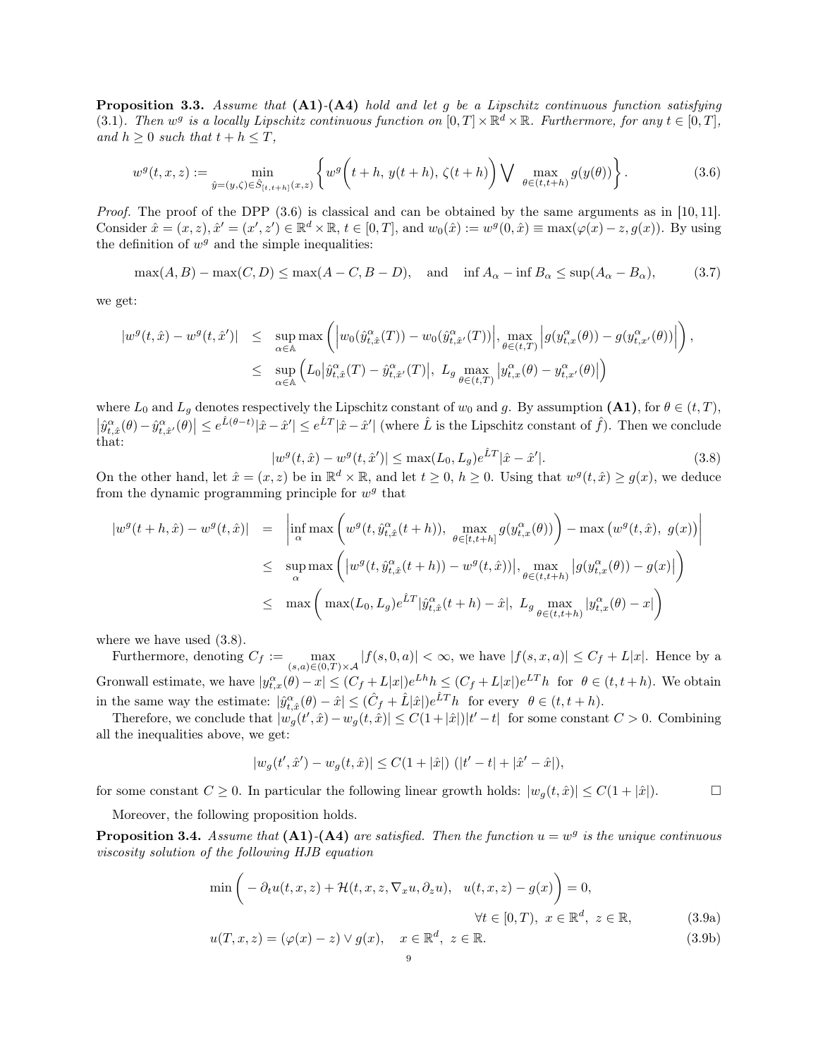**Proposition 3.3.** *Assume that* **(A1)**-**(A4)** *hold and let $g$ be a Lipschitz continuous function satisfying (3.1). Then $w^g$ is a locally Lipschitz continuous function on $[0,T]\times\mathbb{R}^d\times\mathbb{R}$. Furthermore, for any $t\in[0,T]$, and $h\geq 0$ such that $t+h\leq T$,*

$$w^g(t,x,z) := \min_{\hat{y}=(y,\zeta)\in\hat{S}_{[t,t+h]}(x,z)} \left\{ w^g\Big(t+h,\, y(t+h),\, \zeta(t+h)\Big) \bigvee \max_{\theta\in(t,t+h)} g(y(\theta)) \right\}. \tag{3.6}$$

*Proof.* The proof of the DPP (3.6) is classical and can be obtained by the same arguments as in [10, 11]. Consider $\hat{x}=(x,z), \hat{x}'=(x',z')\in\mathbb{R}^d\times\mathbb{R}$, $t\in[0,T]$, and $w_0(\hat{x}) := w^g(0,\hat{x}) \equiv \max(\varphi(x)-z, g(x))$. By using the definition of $w^g$ and the simple inequalities:

$$\max(A,B)-\max(C,D)\leq \max(A-C,B-D), \quad \text{and} \quad \inf A_\alpha - \inf B_\alpha \leq \sup(A_\alpha - B_\alpha), \tag{3.7}$$

we get:

$$\begin{aligned}
|w^g(t,\hat{x})-w^g(t,\hat{x}')| &\leq \sup_{\alpha\in\mathbb{A}} \max\left( \Big|w_0(\hat{y}^\alpha_{t,\hat{x}}(T)) - w_0(\hat{y}^\alpha_{t,\hat{x}'}(T))\Big|, \max_{\theta\in(t,T)} \Big|g(y^\alpha_{t,x}(\theta)) - g(y^\alpha_{t,x'}(\theta))\Big| \right), \\
&\leq \sup_{\alpha\in\mathbb{A}} \Big( L_0 \big|\hat{y}^\alpha_{t,\hat{x}}(T) - \hat{y}^\alpha_{t,\hat{x}'}(T)\big|,\ L_g \max_{\theta\in(t,T)} \big|y^\alpha_{t,x}(\theta) - y^\alpha_{t,x'}(\theta)\big| \Big)
\end{aligned}$$

where $L_0$ and $L_g$ denotes respectively the Lipschitz constant of $w_0$ and $g$. By assumption **(A1)**, for $\theta\in(t,T)$, $\big|\hat{y}^\alpha_{t,\hat{x}}(\theta) - \hat{y}^\alpha_{t,\hat{x}'}(\theta)\big| \leq e^{\hat{L}(\theta-t)}|\hat{x}-\hat{x}'| \leq e^{\hat{L}T}|\hat{x}-\hat{x}'|$ (where $\hat{L}$ is the Lipschitz constant of $\hat{f}$). Then we conclude that:

$$|w^g(t,\hat{x})-w^g(t,\hat{x}')| \leq \max(L_0,L_g)e^{\hat{L}T}|\hat{x}-\hat{x}'|. \tag{3.8}$$

On the other hand, let $\hat{x}=(x,z)$ be in $\mathbb{R}^d\times\mathbb{R}$, and let $t\geq 0$, $h\geq 0$. Using that $w^g(t,\hat{x})\geq g(x)$, we deduce from the dynamic programming principle for $w^g$ that

$$\begin{aligned}
|w^g(t+h,\hat{x})-w^g(t,\hat{x})| &= \left| \inf_\alpha \max\left( w^g(t,\hat{y}^\alpha_{t,\hat{x}}(t+h)),\ \max_{\theta\in[t,t+h]} g(y^\alpha_{t,x}(\theta)) \right) - \max\big(w^g(t,\hat{x}),\ g(x)\big) \right| \\
&\leq \sup_\alpha \max\left( \big|w^g(t,\hat{y}^\alpha_{t,\hat{x}}(t+h)) - w^g(t,\hat{x})\big|,\ \max_{\theta\in(t,t+h)} \big|g(y^\alpha_{t,x}(\theta)) - g(x)\big| \right) \\
&\leq \max\left( \max(L_0,L_g)e^{\hat{L}T}|\hat{y}^\alpha_{t,\hat{x}}(t+h)-\hat{x}|,\ L_g \max_{\theta\in(t,t+h)} |y^\alpha_{t,x}(\theta)-x| \right)
\end{aligned}$$

where we have used (3.8).

Furthermore, denoting $C_f := \max_{(s,a)\in(0,T)\times\mathcal{A}} |f(s,0,a)| < \infty$, we have $|f(s,x,a)|\leq C_f + L|x|$. Hence by a Gronwall estimate, we have $|y^\alpha_{t,x}(\theta)-x| \leq (C_f+L|x|)e^{Lh}h \leq (C_f+L|x|)e^{LT}h$ for $\theta\in(t,t+h)$. We obtain in the same way the estimate: $|\hat{y}^\alpha_{t,\hat{x}}(\theta)-\hat{x}| \leq (\hat{C}_f + \hat{L}|\hat{x}|)e^{\hat{L}T}h$ for every $\theta\in(t,t+h)$.

Therefore, we conclude that $|w_g(t',\hat{x})-w_g(t,\hat{x})| \leq C(1+|\hat{x}|)|t'-t|$ for some constant $C>0$. Combining all the inequalities above, we get:

$$|w_g(t',\hat{x}')-w_g(t,\hat{x})| \leq C(1+|\hat{x}|)\ (|t'-t|+|\hat{x}'-\hat{x}|),$$

for some constant $C\geq 0$. In particular the following linear growth holds: $|w_g(t,\hat{x})|\leq C(1+|\hat{x}|)$. □

Moreover, the following proposition holds.

**Proposition 3.4.** *Assume that* **(A1)**-**(A4)** *are satisfied. Then the function $u=w^g$ is the unique continuous viscosity solution of the following HJB equation*

$$\min\Big( -\partial_t u(t,x,z) + \mathcal{H}(t,x,z,\nabla_x u, \partial_z u),\quad u(t,x,z)-g(x) \Big) = 0,$$
$$\forall t\in[0,T),\ x\in\mathbb{R}^d,\ z\in\mathbb{R}, \tag{3.9a}$$

$$u(T,x,z) = (\varphi(x)-z)\vee g(x), \quad x\in\mathbb{R}^d,\ z\in\mathbb{R}. \tag{3.9b}$$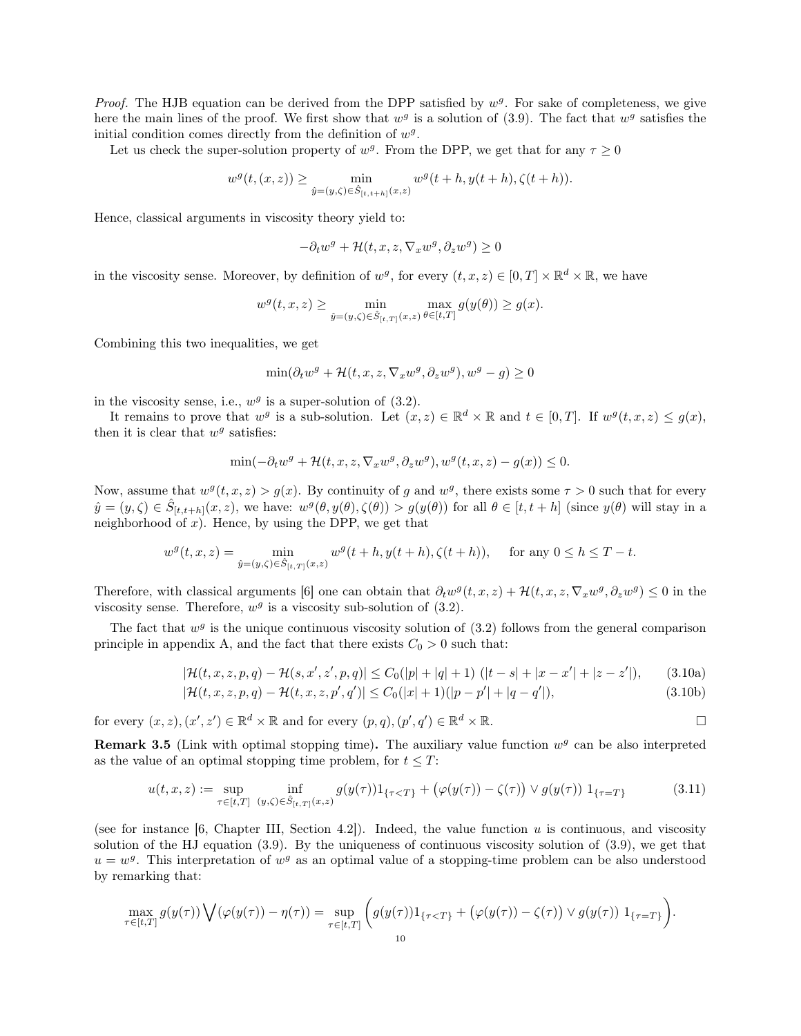*Proof.* The HJB equation can be derived from the DPP satisfied by $w^g$. For sake of completeness, we give here the main lines of the proof. We first show that $w^g$ is a solution of (3.9). The fact that $w^g$ satisfies the initial condition comes directly from the definition of $w^g$.

Let us check the super-solution property of $w^g$. From the DPP, we get that for any $\tau \geq 0$

$$w^g(t,(x,z)) \geq \min_{\hat{y}=(y,\zeta)\in \hat{S}_{[t,t+h]}(x,z)} w^g(t+h, y(t+h), \zeta(t+h)).$$

Hence, classical arguments in viscosity theory yield to:

$$-\partial_t w^g + \mathcal{H}(t,x,z,\nabla_x w^g, \partial_z w^g) \geq 0$$

in the viscosity sense. Moreover, by definition of $w^g$, for every $(t,x,z) \in [0,T]\times \mathbb{R}^d \times \mathbb{R}$, we have

$$w^g(t,x,z) \geq \min_{\hat{y}=(y,\zeta)\in \hat{S}_{[t,T]}(x,z)} \max_{\theta\in[t,T]} g(y(\theta)) \geq g(x).$$

Combining this two inequalities, we get

$$\min(\partial_t w^g + \mathcal{H}(t,x,z,\nabla_x w^g, \partial_z w^g), w^g - g) \geq 0$$

in the viscosity sense, i.e., $w^g$ is a super-solution of (3.2).

It remains to prove that $w^g$ is a sub-solution. Let $(x,z)\in \mathbb{R}^d\times\mathbb{R}$ and $t\in[0,T]$. If $w^g(t,x,z) \leq g(x)$, then it is clear that $w^g$ satisfies:

$$\min(-\partial_t w^g + \mathcal{H}(t,x,z,\nabla_x w^g, \partial_z w^g), w^g(t,x,z) - g(x)) \leq 0.$$

Now, assume that $w^g(t,x,z) > g(x)$. By continuity of $g$ and $w^g$, there exists some $\tau > 0$ such that for every $\hat{y}=(y,\zeta)\in \hat{S}_{[t,t+h]}(x,z)$, we have: $w^g(\theta, y(\theta), \zeta(\theta)) > g(y(\theta))$ for all $\theta\in[t,t+h]$ (since $y(\theta)$ will stay in a neighborhood of $x$). Hence, by using the DPP, we get that

$$w^g(t,x,z) = \min_{\hat{y}=(y,\zeta)\in \hat{S}_{[t,T]}(x,z)} w^g(t+h, y(t+h), \zeta(t+h)), \qquad \text{for any } 0\leq h\leq T-t.$$

Therefore, with classical arguments [6] one can obtain that $\partial_t w^g(t,x,z) + \mathcal{H}(t,x,z,\nabla_x w^g, \partial_z w^g) \leq 0$ in the viscosity sense. Therefore, $w^g$ is a viscosity sub-solution of (3.2).

The fact that $w^g$ is the unique continuous viscosity solution of (3.2) follows from the general comparison principle in appendix A, and the fact that there exists $C_0 > 0$ such that:

$$|\mathcal{H}(t,x,z,p,q) - \mathcal{H}(s,x',z',p,q)| \leq C_0(|p|+|q|+1)\ (|t-s|+|x-x'|+|z-z'|), \tag{3.10a}$$

$$|\mathcal{H}(t,x,z,p,q) - \mathcal{H}(t,x,z,p',q')| \leq C_0(|x|+1)(|p-p'|+|q-q'|), \tag{3.10b}$$

for every $(x,z),(x',z')\in\mathbb{R}^d\times\mathbb{R}$ and for every $(p,q),(p',q')\in\mathbb{R}^d\times\mathbb{R}$. $\square$

**Remark 3.5** (Link with optimal stopping time)**.** The auxiliary value function $w^g$ can be also interpreted as the value of an optimal stopping time problem, for $t\leq T$:

$$u(t,x,z) := \sup_{\tau\in[t,T]} \inf_{(y,\zeta)\in \hat{S}_{[t,T]}(x,z)} g(y(\tau))1_{\{\tau<T\}} + \big(\varphi(y(\tau)) - \zeta(\tau)\big)\vee g(y(\tau))\ 1_{\{\tau=T\}} \tag{3.11}$$

(see for instance [6, Chapter III, Section 4.2]). Indeed, the value function $u$ is continuous, and viscosity solution of the HJ equation (3.9). By the uniqueness of continuous viscosity solution of (3.9), we get that $u = w^g$. This interpretation of $w^g$ as an optimal value of a stopping-time problem can be also understood by remarking that:

$$\max_{\tau\in[t,T]} g(y(\tau)) \bigvee (\varphi(y(\tau)) - \eta(\tau)) = \sup_{\tau\in[t,T]}\Big(g(y(\tau))1_{\{\tau<T\}} + \big(\varphi(y(\tau)) - \zeta(\tau)\big)\vee g(y(\tau))\ 1_{\{\tau=T\}}\Big).$$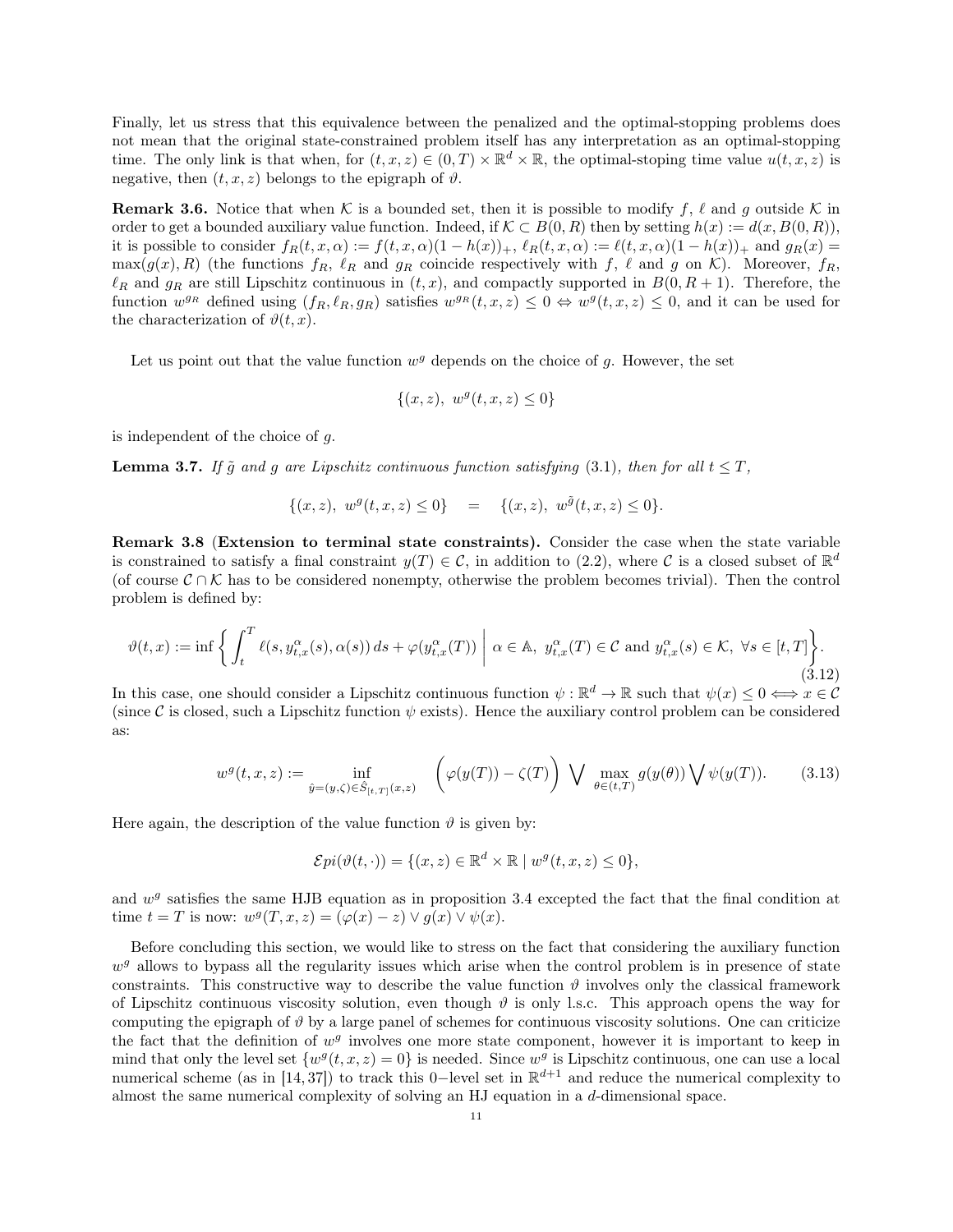Finally, let us stress that this equivalence between the penalized and the optimal-stopping problems does not mean that the original state-constrained problem itself has any interpretation as an optimal-stopping time. The only link is that when, for $(t,x,z) \in (0,T) \times \mathbb{R}^d \times \mathbb{R}$, the optimal-stoping time value $u(t,x,z)$ is negative, then $(t,x,z)$ belongs to the epigraph of $\vartheta$.

**Remark 3.6.** Notice that when $\mathcal{K}$ is a bounded set, then it is possible to modify $f$, $\ell$ and $g$ outside $\mathcal{K}$ in order to get a bounded auxiliary value function. Indeed, if $\mathcal{K} \subset B(0,R)$ then by setting $h(x) := d(x, B(0,R))$, it is possible to consider $f_R(t,x,\alpha) := f(t,x,\alpha)(1-h(x))_+$, $\ell_R(t,x,\alpha) := \ell(t,x,\alpha)(1-h(x))_+$ and $g_R(x) = \max(g(x), R)$ (the functions $f_R$, $\ell_R$ and $g_R$ coincide respectively with $f$, $\ell$ and $g$ on $\mathcal{K}$). Moreover, $f_R$, $\ell_R$ and $g_R$ are still Lipschitz continuous in $(t,x)$, and compactly supported in $B(0,R+1)$. Therefore, the function $w^{g_R}$ defined using $(f_R, \ell_R, g_R)$ satisfies $w^{g_R}(t,x,z) \le 0 \Leftrightarrow w^g(t,x,z) \le 0$, and it can be used for the characterization of $\vartheta(t,x)$.

Let us point out that the value function $w^g$ depends on the choice of $g$. However, the set

$$\{(x,z),\ w^g(t,x,z) \le 0\}$$

is independent of the choice of $g$.

**Lemma 3.7.** *If $\tilde{g}$ and $g$ are Lipschitz continuous function satisfying (3.1), then for all $t \le T$,*

$$\{(x,z),\ w^g(t,x,z) \le 0\} \quad = \quad \{(x,z),\ w^{\tilde{g}}(t,x,z) \le 0\}.$$

**Remark 3.8 (Extension to terminal state constraints).** Consider the case when the state variable is constrained to satisfy a final constraint $y(T) \in \mathcal{C}$, in addition to (2.2), where $\mathcal{C}$ is a closed subset of $\mathbb{R}^d$ (of course $\mathcal{C} \cap \mathcal{K}$ has to be considered nonempty, otherwise the problem becomes trivial). Then the control problem is defined by:

$$\vartheta(t,x) := \inf \left\{ \int_t^T \ell(s, y^\alpha_{t,x}(s), \alpha(s))\, ds + \varphi(y^\alpha_{t,x}(T)) \ \middle|\ \alpha \in \mathbb{A},\ y^\alpha_{t,x}(T) \in \mathcal{C} \text{ and } y^\alpha_{t,x}(s) \in \mathcal{K},\ \forall s \in [t,T] \right\}. \tag{3.12}$$

In this case, one should consider a Lipschitz continuous function $\psi : \mathbb{R}^d \to \mathbb{R}$ such that $\psi(x) \le 0 \Longleftrightarrow x \in \mathcal{C}$ (since $\mathcal{C}$ is closed, such a Lipschitz function $\psi$ exists). Hence the auxiliary control problem can be considered as:

$$w^g(t,x,z) := \inf_{\hat{y}=(y,\zeta) \in \hat{S}_{[t,T]}(x,z)} \Big( \varphi(y(T)) - \zeta(T) \Big) \bigvee \max_{\theta \in (t,T)} g(y(\theta)) \bigvee \psi(y(T)). \tag{3.13}$$

Here again, the description of the value function $\vartheta$ is given by:

$$\mathcal{E}pi(\vartheta(t,\cdot)) = \{(x,z) \in \mathbb{R}^d \times \mathbb{R} \mid w^g(t,x,z) \le 0\},$$

and $w^g$ satisfies the same HJB equation as in proposition 3.4 excepted the fact that the final condition at time $t = T$ is now: $w^g(T,x,z) = (\varphi(x) - z) \vee g(x) \vee \psi(x)$.

Before concluding this section, we would like to stress on the fact that considering the auxiliary function $w^g$ allows to bypass all the regularity issues which arise when the control problem is in presence of state constraints. This constructive way to describe the value function $\vartheta$ involves only the classical framework of Lipschitz continuous viscosity solution, even though $\vartheta$ is only l.s.c. This approach opens the way for computing the epigraph of $\vartheta$ by a large panel of schemes for continuous viscosity solutions. One can criticize the fact that the definition of $w^g$ involves one more state component, however it is important to keep in mind that only the level set $\{w^g(t,x,z) = 0\}$ is needed. Since $w^g$ is Lipschitz continuous, one can use a local numerical scheme (as in [14, 37]) to track this $0-$level set in $\mathbb{R}^{d+1}$ and reduce the numerical complexity to almost the same numerical complexity of solving an HJ equation in a $d$-dimensional space.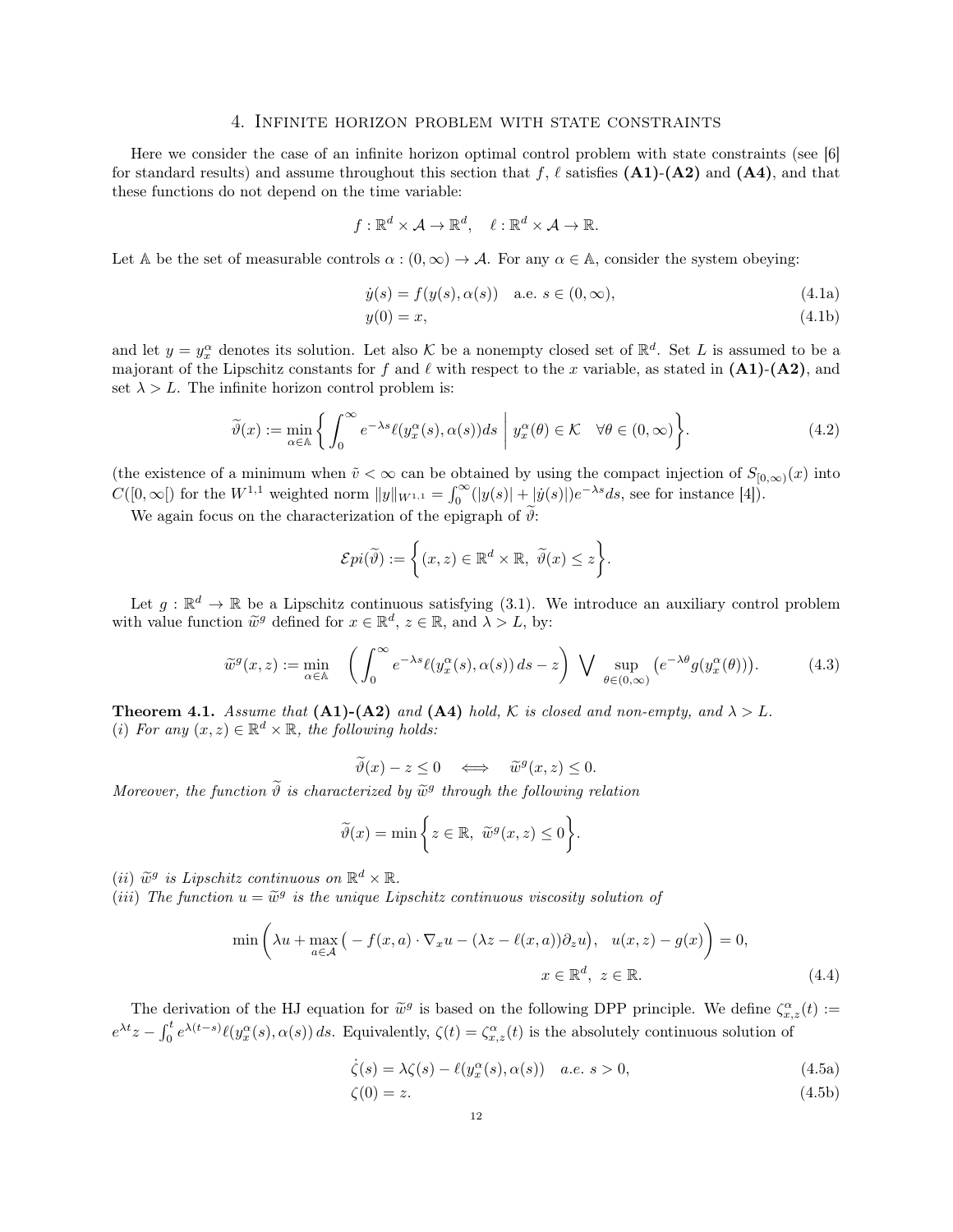## 4. Infinite horizon problem with state constraints

Here we consider the case of an infinite horizon optimal control problem with state constraints (see [6] for standard results) and assume throughout this section that $f$, $\ell$ satisfies **(A1)-(A2)** and **(A4)**, and that these functions do not depend on the time variable:

$$f : \mathbb{R}^d \times \mathcal{A} \to \mathbb{R}^d, \quad \ell : \mathbb{R}^d \times \mathcal{A} \to \mathbb{R}.$$

Let $\mathbb{A}$ be the set of measurable controls $\alpha : (0, \infty) \to \mathcal{A}$. For any $\alpha \in \mathbb{A}$, consider the system obeying:

$$\dot{y}(s) = f(y(s), \alpha(s)) \quad \text{a.e. } s \in (0, \infty), \tag{4.1a}$$

$$y(0) = x, \tag{4.1b}$$

and let $y = y_x^\alpha$ denotes its solution. Let also $\mathcal{K}$ be a nonempty closed set of $\mathbb{R}^d$. Set $L$ is assumed to be a majorant of the Lipschitz constants for $f$ and $\ell$ with respect to the $x$ variable, as stated in **(A1)-(A2)**, and set $\lambda > L$. The infinite horizon control problem is:

$$\widetilde{\vartheta}(x) := \min_{\alpha \in \mathbb{A}} \left\{ \int_0^\infty e^{-\lambda s} \ell(y_x^\alpha(s), \alpha(s)) ds \;\middle|\; y_x^\alpha(\theta) \in \mathcal{K} \quad \forall \theta \in (0, \infty) \right\}. \tag{4.2}$$

(the existence of a minimum when $\tilde{v} < \infty$ can be obtained by using the compact injection of $S_{[0,\infty)}(x)$ into $C([0, \infty[)$ for the $W^{1,1}$ weighted norm $\|y\|_{W^{1,1}} = \int_0^\infty (|y(s)| + |\dot{y}(s)|) e^{-\lambda s} ds$, see for instance [4]).

We again focus on the characterization of the epigraph of $\widetilde{\vartheta}$:

$$\mathcal{E}pi(\widetilde{\vartheta}) := \left\{ (x, z) \in \mathbb{R}^d \times \mathbb{R},\ \widetilde{\vartheta}(x) \leq z \right\}.$$

Let $g : \mathbb{R}^d \to \mathbb{R}$ be a Lipschitz continuous satisfying (3.1). We introduce an auxiliary control problem with value function $\widetilde{w}^g$ defined for $x \in \mathbb{R}^d$, $z \in \mathbb{R}$, and $\lambda > L$, by:

$$\widetilde{w}^g(x, z) := \min_{\alpha \in \mathbb{A}} \quad \left( \int_0^\infty e^{-\lambda s} \ell(y_x^\alpha(s), \alpha(s))\, ds - z \right) \bigvee \sup_{\theta \in (0, \infty)} \left( e^{-\lambda \theta} g(y_x^\alpha(\theta)) \right). \tag{4.3}$$

**Theorem 4.1.** *Assume that* **(A1)-(A2)** *and* **(A4)** *hold,* $\mathcal{K}$ *is closed and non-empty, and* $\lambda > L$.
*(i) For any* $(x, z) \in \mathbb{R}^d \times \mathbb{R}$*, the following holds:*

$$\widetilde{\vartheta}(x) - z \leq 0 \quad \Longleftrightarrow \quad \widetilde{w}^g(x, z) \leq 0.$$

*Moreover, the function* $\widetilde{\vartheta}$ *is characterized by* $\widetilde{w}^g$ *through the following relation*

$$\widetilde{\vartheta}(x) = \min \left\{ z \in \mathbb{R},\ \widetilde{w}^g(x, z) \leq 0 \right\}.$$

*(ii)* $\widetilde{w}^g$ *is Lipschitz continuous on* $\mathbb{R}^d \times \mathbb{R}$.
*(iii) The function* $u = \widetilde{w}^g$ *is the unique Lipschitz continuous viscosity solution of*

$$\min \left( \lambda u + \max_{a \in \mathcal{A}} \big( -f(x, a) \cdot \nabla_x u - (\lambda z - \ell(x, a)) \partial_z u \big),\ \ u(x, z) - g(x) \right) = 0,$$
$$x \in \mathbb{R}^d,\ z \in \mathbb{R}. \tag{4.4}$$

The derivation of the HJ equation for $\widetilde{w}^g$ is based on the following DPP principle. We define $\zeta_{x,z}^\alpha(t) := e^{\lambda t} z - \int_0^t e^{\lambda(t-s)} \ell(y_x^\alpha(s), \alpha(s))\, ds$. Equivalently, $\zeta(t) = \zeta_{x,z}^\alpha(t)$ is the absolutely continuous solution of

$$\dot{\zeta}(s) = \lambda \zeta(s) - \ell(y_x^\alpha(s), \alpha(s)) \quad a.e.\ s > 0, \tag{4.5a}$$

$$\zeta(0) = z. \tag{4.5b}$$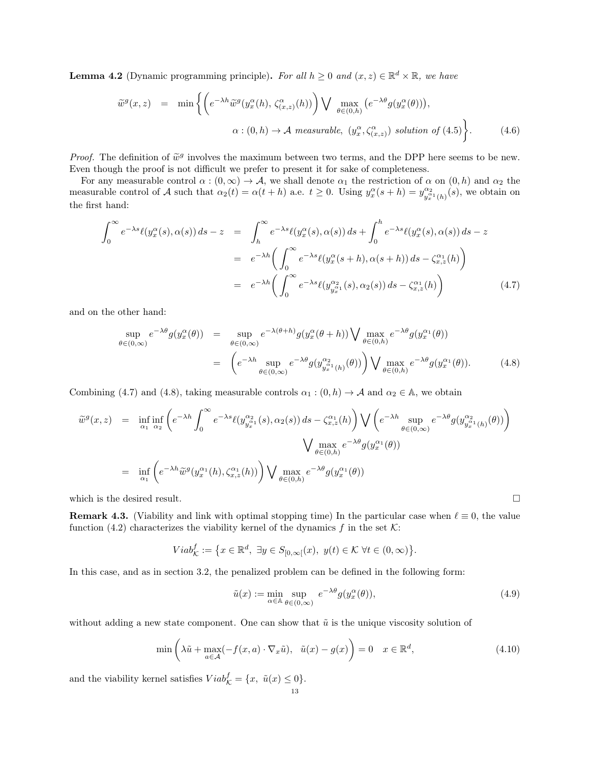**Lemma 4.2** (Dynamic programming principle)**.** *For all $h \geq 0$ and $(x,z) \in \mathbb{R}^d \times \mathbb{R}$, we have*

$$
\begin{aligned}
\widetilde{w}^g(x,z) \;\; = \;\; \min\bigg\{ & \Big(e^{-\lambda h}\widetilde{w}^g(y_x^\alpha(h),\, \zeta_{(x,z)}^\alpha(h))\Big) \bigvee \max_{\theta\in(0,h)} \big(e^{-\lambda\theta} g(y_x^\alpha(\theta))\big), \\
& \alpha : (0,h) \to \mathcal{A} \text{ measurable},\; (y_x^\alpha, \zeta_{(x,z)}^\alpha) \text{ solution of (4.5)}\bigg\}. \qquad (4.6)
\end{aligned}
$$

*Proof.* The definition of $\widetilde{w}^g$ involves the maximum between two terms, and the DPP here seems to be new. Even though the proof is not difficult we prefer to present it for sake of completeness.

For any measurable control $\alpha : (0,\infty) \to \mathcal{A}$, we shall denote $\alpha_1$ the restriction of $\alpha$ on $(0,h)$ and $\alpha_2$ the measurable control of $\mathcal{A}$ such that $\alpha_2(t) = \alpha(t+h)$ a.e. $t \geq 0$. Using $y_x^\alpha(s+h) = y^{\alpha_2}_{y_x^{\alpha_1}(h)}(s)$, we obtain on the first hand:

$$
\begin{aligned}
\int_0^\infty e^{-\lambda s}\ell(y_x^\alpha(s),\alpha(s))\,ds - z \;\; &= \;\; \int_h^\infty e^{-\lambda s}\ell(y_x^\alpha(s),\alpha(s))\,ds + \int_0^h e^{-\lambda s}\ell(y_x^\alpha(s),\alpha(s))\,ds - z \\
&= \;\; e^{-\lambda h}\bigg(\int_0^\infty e^{-\lambda s}\ell(y_x^\alpha(s+h),\alpha(s+h))\,ds - \zeta_{x,z}^{\alpha_1}(h)\bigg) \\
&= \;\; e^{-\lambda h}\bigg(\int_0^\infty e^{-\lambda s}\ell(y^{\alpha_2}_{y_x^{\alpha_1}}(s),\alpha_2(s))\,ds - \zeta_{x,z}^{\alpha_1}(h)\bigg) \qquad (4.7)
\end{aligned}
$$

and on the other hand:

$$
\begin{aligned}
\sup_{\theta\in(0,\infty)} e^{-\lambda\theta} g(y_x^\alpha(\theta)) \;\; &= \;\; \sup_{\theta\in(0,\infty)} e^{-\lambda(\theta+h)} g(y_x^\alpha(\theta+h)) \bigvee \max_{\theta\in(0,h)} e^{-\lambda\theta} g(y_x^{\alpha_1}(\theta)) \\
&= \;\; \bigg(e^{-\lambda h}\sup_{\theta\in(0,\infty)} e^{-\lambda\theta} g(y^{\alpha_2}_{y_x^{\alpha_1}(h)}(\theta))\bigg) \bigvee \max_{\theta\in(0,h)} e^{-\lambda\theta} g(y_x^{\alpha_1}(\theta)). \qquad (4.8)
\end{aligned}
$$

Combining (4.7) and (4.8), taking measurable controls $\alpha_1 : (0,h) \to \mathcal{A}$ and $\alpha_2 \in \mathbb{A}$, we obtain

$$
\begin{aligned}
\widetilde{w}^g(x,z) \;\; &= \;\; \inf_{\alpha_1}\inf_{\alpha_2}\bigg(e^{-\lambda h}\int_0^\infty e^{-\lambda s}\ell(y^{\alpha_2}_{y_x^{\alpha_1}}(s),\alpha_2(s))\,ds - \zeta_{x,z}^{\alpha_1}(h)\bigg) \bigvee \bigg(e^{-\lambda h}\sup_{\theta\in(0,\infty)} e^{-\lambda\theta} g(y^{\alpha_2}_{y_x^{\alpha_1}(h)}(\theta))\bigg) \\
&\qquad\qquad \bigvee \max_{\theta\in(0,h)} e^{-\lambda\theta} g(y_x^{\alpha_1}(\theta)) \\
&= \;\; \inf_{\alpha_1}\bigg(e^{-\lambda h}\widetilde{w}^g(y_x^{\alpha_1}(h),\zeta_{x,z}^{\alpha_1}(h))\bigg) \bigvee \max_{\theta\in(0,h)} e^{-\lambda\theta} g(y_x^{\alpha_1}(\theta))
\end{aligned}
$$

which is the desired result. $\square$

**Remark 4.3.** (Viability and link with optimal stopping time) In the particular case when $\ell \equiv 0$, the value function (4.2) characterizes the viability kernel of the dynamics $f$ in the set $\mathcal{K}$:

$$
Viab_{\mathcal{K}}^f := \big\{x \in \mathbb{R}^d,\; \exists y \in S_{[0,\infty[}(x),\; y(t) \in \mathcal{K}\; \forall t \in (0,\infty)\big\}.
$$

In this case, and as in section 3.2, the penalized problem can be defined in the following form:

$$
\tilde{u}(x) := \min_{\alpha\in\mathbb{A}} \sup_{\theta\in(0,\infty)} \; e^{-\lambda\theta} g(y_x^\alpha(\theta)), \qquad (4.9)
$$

without adding a new state component. One can show that $\tilde{u}$ is the unique viscosity solution of

$$
\min\bigg(\lambda\tilde{u} + \max_{a\in\mathcal{A}}(-f(x,a)\cdot\nabla_x\tilde{u}),\;\; \tilde{u}(x) - g(x)\bigg) = 0 \quad x \in \mathbb{R}^d, \qquad (4.10)
$$

and the viability kernel satisfies $Viab_{\mathcal{K}}^f = \{x,\; \tilde{u}(x) \leq 0\}$.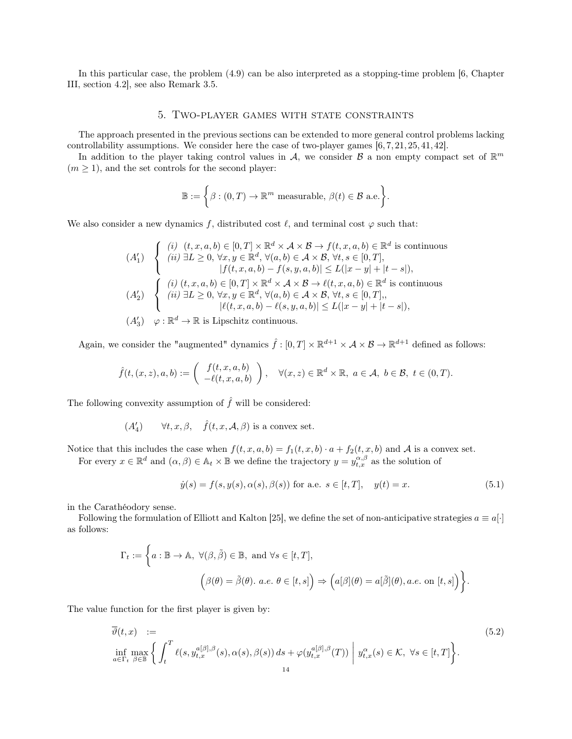In this particular case, the problem (4.9) can be also interpreted as a stopping-time problem [6, Chapter III, section 4.2], see also Remark 3.5.

## 5. Two-player games with state constraints

The approach presented in the previous sections can be extended to more general control problems lacking controllability assumptions. We consider here the case of two-player games [6, 7, 21, 25, 41, 42].

In addition to the player taking control values in $\mathcal{A}$, we consider $\mathcal{B}$ a non empty compact set of $\mathbb{R}^m$ ($m \geq 1$), and the set controls for the second player:

$$\mathbb{B} := \Big\{ \beta : (0,T) \to \mathbb{R}^m \text{ measurable, } \beta(t) \in \mathcal{B} \text{ a.e.} \Big\}.$$

We also consider a new dynamics $f$, distributed cost $\ell$, and terminal cost $\varphi$ such that:

$$(A_1') \quad \begin{cases} (i) \;\; (t,x,a,b) \in [0,T] \times \mathbb{R}^d \times \mathcal{A} \times \mathcal{B} \to f(t,x,a,b) \in \mathbb{R}^d \text{ is continuous} \\ (ii) \; \exists L \geq 0, \; \forall x,y \in \mathbb{R}^d, \; \forall (a,b) \in \mathcal{A} \times \mathcal{B}, \; \forall t,s \in [0,T], \\ \qquad\qquad |f(t,x,a,b) - f(s,y,a,b)| \leq L(|x-y| + |t-s|), \end{cases}$$

$$(A_2') \quad \begin{cases} (i) \; (t,x,a,b) \in [0,T] \times \mathbb{R}^d \times \mathcal{A} \times \mathcal{B} \to \ell(t,x,a,b) \in \mathbb{R}^d \text{ is continuous} \\ (ii) \; \exists L \geq 0, \; \forall x,y \in \mathbb{R}^d, \; \forall (a,b) \in \mathcal{A} \times \mathcal{B}, \; \forall t,s \in [0,T],, \\ \qquad\qquad |\ell(t,x,a,b) - \ell(s,y,a,b)| \leq L(|x-y| + |t-s|), \end{cases}$$

$(A_3') \quad \varphi : \mathbb{R}^d \to \mathbb{R}$ is Lipschitz continuous.

Again, we consider the "augmented" dynamics $\hat{f} : [0,T] \times \mathbb{R}^{d+1} \times \mathcal{A} \times \mathcal{B} \to \mathbb{R}^{d+1}$ defined as follows:

$$\hat{f}(t,(x,z),a,b) := \begin{pmatrix} f(t,x,a,b) \\ -\ell(t,x,a,b) \end{pmatrix}, \quad \forall (x,z) \in \mathbb{R}^d \times \mathbb{R}, \; a \in \mathcal{A}, \; b \in \mathcal{B}, \; t \in (0,T).$$

The following convexity assumption of $\hat{f}$ will be considered:

$$(A_4') \qquad \forall t,x,\beta, \quad \hat{f}(t,x,\mathcal{A},\beta) \text{ is a convex set.}$$

Notice that this includes the case when $f(t,x,a,b) = f_1(t,x,b) \cdot a + f_2(t,x,b)$ and $\mathcal{A}$ is a convex set.

For every $x \in \mathbb{R}^d$ and $(\alpha, \beta) \in \mathbb{A}_t \times \mathbb{B}$ we define the trajectory $y = y_{t,x}^{\alpha,\beta}$ as the solution of

$$\dot{y}(s) = f(s, y(s), \alpha(s), \beta(s)) \text{ for a.e. } s \in [t,T], \quad y(t) = x. \tag{5.1}$$

in the Carathéodory sense.

Following the formulation of Elliott and Kalton [25], we define the set of non-anticipative strategies $a \equiv a[\cdot]$ as follows:

$$\Gamma_t := \Big\{ a : \mathbb{B} \to \mathbb{A}, \; \forall (\beta, \tilde{\beta}) \in \mathbb{B}, \text{ and } \forall s \in [t,T], \\ \Big(\beta(\theta) = \tilde{\beta}(\theta). \; a.e. \; \theta \in [t,s]\Big) \Rightarrow \Big(a[\beta](\theta) = a[\tilde{\beta}](\theta), a.e. \text{ on } [t,s]\Big) \Big\}.$$

The value function for the first player is given by:

$$\overline{\vartheta}(t,x) := \inf_{a \in \Gamma_t} \max_{\beta \in \mathbb{B}} \Big\{ \int_t^T \ell(s, y_{t,x}^{a[\beta],\beta}(s), \alpha(s), \beta(s)) \, ds + \varphi(y_{t,x}^{a[\beta],\beta}(T)) \;\Big|\; y_{t,x}^{\alpha}(s) \in \mathcal{K}, \; \forall s \in [t,T] \Big\}. \tag{5.2}$$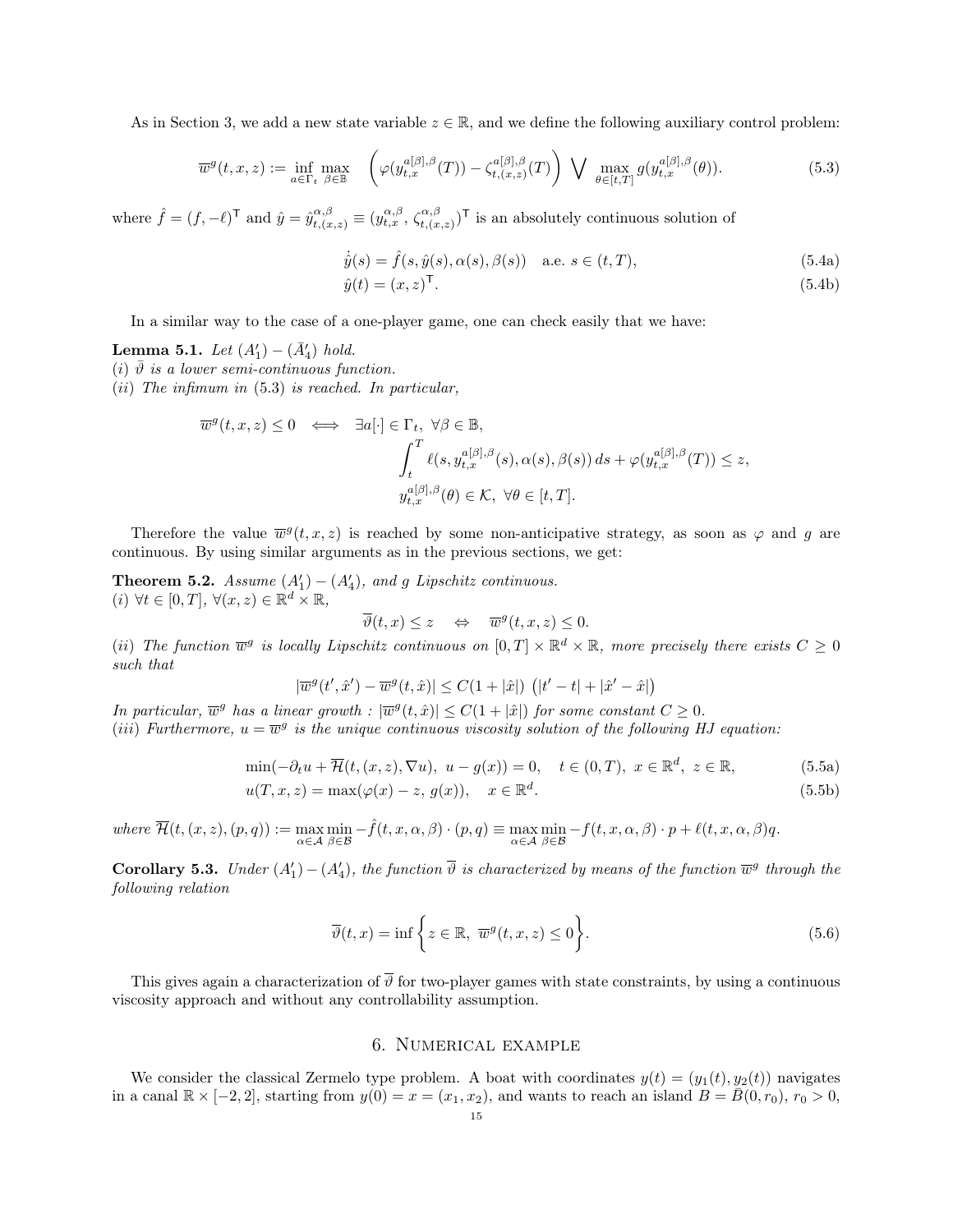As in Section 3, we add a new state variable $z \in \mathbb{R}$, and we define the following auxiliary control problem:

$$\overline{w}^g(t,x,z) := \inf_{a\in\Gamma_t} \max_{\beta\in\mathbb{B}} \quad \left(\varphi(y_{t,x}^{a[\beta],\beta}(T)) - \zeta_{t,(x,z)}^{a[\beta],\beta}(T)\right) \bigvee \max_{\theta\in[t,T]} g(y_{t,x}^{a[\beta],\beta}(\theta)). \tag{5.3}$$

where $\hat{f} = (f, -\ell)^\mathsf{T}$ and $\hat{y} = \hat{y}_{t,(x,z)}^{\alpha,\beta} \equiv (y_{t,x}^{\alpha,\beta}, \zeta_{t,(x,z)}^{\alpha,\beta})^\mathsf{T}$ is an absolutely continuous solution of

$$\dot{\hat{y}}(s) = \hat{f}(s, \hat{y}(s), \alpha(s), \beta(s)) \quad \text{a.e. } s \in (t,T), \tag{5.4a}$$

$$\hat{y}(t) = (x,z)^\mathsf{T}. \tag{5.4b}$$

In a similar way to the case of a one-player game, one can check easily that we have:

**Lemma 5.1.** *Let $(A_1') - (\bar{A}_4')$ hold.*
*(i) $\bar{\vartheta}$ is a lower semi-continuous function.*
*(ii) The infimum in (5.3) is reached. In particular,*

$$\overline{w}^g(t,x,z) \le 0 \iff \exists a[\cdot] \in \Gamma_t,\ \forall \beta \in \mathbb{B},$$
$$\int_t^T \ell(s, y_{t,x}^{a[\beta],\beta}(s), \alpha(s), \beta(s))\, ds + \varphi(y_{t,x}^{a[\beta],\beta}(T)) \le z,$$
$$y_{t,x}^{a[\beta],\beta}(\theta) \in \mathcal{K},\ \forall \theta \in [t,T].$$

Therefore the value $\overline{w}^g(t,x,z)$ is reached by some non-anticipative strategy, as soon as $\varphi$ and $g$ are continuous. By using similar arguments as in the previous sections, we get:

**Theorem 5.2.** *Assume $(A_1') - (A_4')$, and $g$ Lipschitz continuous.*
*(i) $\forall t \in [0,T]$, $\forall (x,z) \in \mathbb{R}^d \times \mathbb{R}$,*

$$\overline{\vartheta}(t,x) \le z \quad \Leftrightarrow \quad \overline{w}^g(t,x,z) \le 0.$$

*(ii) The function $\overline{w}^g$ is locally Lipschitz continuous on $[0,T]\times\mathbb{R}^d\times\mathbb{R}$, more precisely there exists $C \ge 0$ such that*

$$|\overline{w}^g(t',\hat{x}') - \overline{w}^g(t,\hat{x})| \le C(1+|\hat{x}|)\ \big(|t'-t| + |\hat{x}'-\hat{x}|\big)$$

*In particular, $\overline{w}^g$ has a linear growth : $|\overline{w}^g(t,\hat{x})| \le C(1+|\hat{x}|)$ for some constant $C \ge 0$.*
*(iii) Furthermore, $u = \overline{w}^g$ is the unique continuous viscosity solution of the following HJ equation:*

$$\min(-\partial_t u + \overline{\mathcal{H}}(t,(x,z),\nabla u),\ u - g(x)) = 0, \quad t \in (0,T),\ x \in \mathbb{R}^d,\ z \in \mathbb{R}, \tag{5.5a}$$

$$u(T,x,z) = \max(\varphi(x) - z,\ g(x)), \quad x \in \mathbb{R}^d. \tag{5.5b}$$

*where $\overline{\mathcal{H}}(t,(x,z),(p,q)) := \max_{\alpha\in\mathcal{A}} \min_{\beta\in\mathcal{B}} -\hat{f}(t,x,\alpha,\beta)\cdot(p,q) \equiv \max_{\alpha\in\mathcal{A}} \min_{\beta\in\mathcal{B}} -f(t,x,\alpha,\beta)\cdot p + \ell(t,x,\alpha,\beta)q$.*

**Corollary 5.3.** *Under $(A_1') - (A_4')$, the function $\overline{\vartheta}$ is characterized by means of the function $\overline{w}^g$ through the following relation*

$$\overline{\vartheta}(t,x) = \inf\Big\{z \in \mathbb{R},\ \overline{w}^g(t,x,z) \le 0\Big\}. \tag{5.6}$$

This gives again a characterization of $\overline{\vartheta}$ for two-player games with state constraints, by using a continuous viscosity approach and without any controllability assumption.

## 6. Numerical example

We consider the classical Zermelo type problem. A boat with coordinates $y(t) = (y_1(t), y_2(t))$ navigates in a canal $\mathbb{R} \times [-2,2]$, starting from $y(0) = x = (x_1,x_2)$, and wants to reach an island $B = \overline{B}(0,r_0)$, $r_0 > 0$,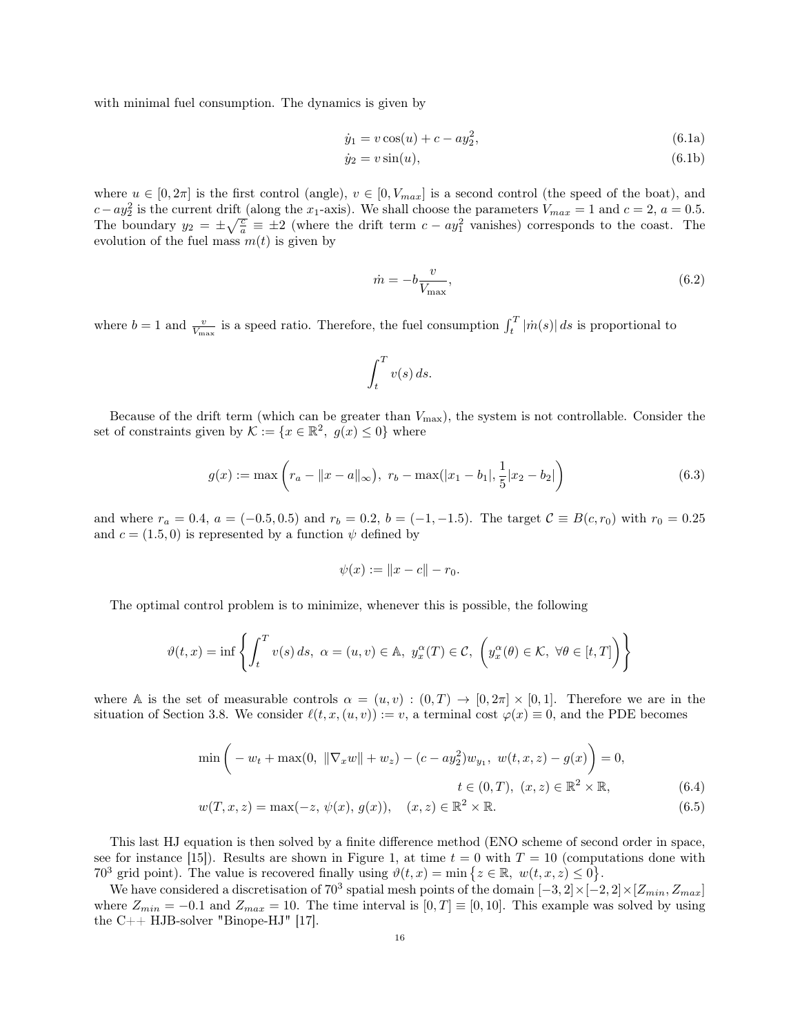with minimal fuel consumption. The dynamics is given by

$$\dot{y}_1 = v\cos(u) + c - ay_2^2, \tag{6.1a}$$

$$\dot{y}_2 = v\sin(u), \tag{6.1b}$$

where $u \in [0, 2\pi]$ is the first control (angle), $v \in [0, V_{max}]$ is a second control (the speed of the boat), and $c - ay_2^2$ is the current drift (along the $x_1$-axis). We shall choose the parameters $V_{max} = 1$ and $c = 2$, $a = 0.5$. The boundary $y_2 = \pm\sqrt{\frac{c}{a}} \equiv \pm 2$ (where the drift term $c - ay_1^2$ vanishes) corresponds to the coast. The evolution of the fuel mass $m(t)$ is given by

$$\dot{m} = -b\frac{v}{V_{\max}}, \tag{6.2}$$

where $b = 1$ and $\frac{v}{V_{\max}}$ is a speed ratio. Therefore, the fuel consumption $\int_t^T |\dot{m}(s)|\,ds$ is proportional to

$$\int_t^T v(s)\,ds.$$

Because of the drift term (which can be greater than $V_{\max}$), the system is not controllable. Consider the set of constraints given by $\mathcal{K} := \{x \in \mathbb{R}^2,\ g(x) \leq 0\}$ where

$$g(x) := \max\Big(r_a - \|x - a\|_\infty),\ r_b - \max(|x_1 - b_1|, \frac{1}{5}|x_2 - b_2|\Big) \tag{6.3}$$

and where $r_a = 0.4$, $a = (-0.5, 0.5)$ and $r_b = 0.2$, $b = (-1, -1.5)$. The target $\mathcal{C} \equiv B(c, r_0)$ with $r_0 = 0.25$ and $c = (1.5, 0)$ is represented by a function $\psi$ defined by

$$\psi(x) := \|x - c\| - r_0.$$

The optimal control problem is to minimize, whenever this is possible, the following

$$\vartheta(t, x) = \inf\left\{\int_t^T v(s)\,ds,\ \alpha = (u, v) \in \mathbb{A},\ y_x^\alpha(T) \in \mathcal{C},\ \Big(y_x^\alpha(\theta) \in \mathcal{K},\ \forall \theta \in [t, T]\Big)\right\}$$

where $\mathbb{A}$ is the set of measurable controls $\alpha = (u, v) : (0, T) \to [0, 2\pi] \times [0, 1]$. Therefore we are in the situation of Section 3.8. We consider $\ell(t, x, (u, v)) := v$, a terminal cost $\varphi(x) \equiv 0$, and the PDE becomes

$$\min\Big(-w_t + \max(0,\ \|\nabla_x w\| + w_z) - (c - ay_2^2)w_{y_1},\ w(t, x, z) - g(x)\Big) = 0,$$
$$t \in (0, T),\ (x, z) \in \mathbb{R}^2 \times \mathbb{R}, \tag{6.4}$$

$$w(T, x, z) = \max(-z,\ \psi(x),\ g(x)), \quad (x, z) \in \mathbb{R}^2 \times \mathbb{R}. \tag{6.5}$$

This last HJ equation is then solved by a finite difference method (ENO scheme of second order in space, see for instance [15]). Results are shown in Figure 1, at time $t = 0$ with $T = 10$ (computations done with $70^3$ grid point). The value is recovered finally using $\vartheta(t, x) = \min\{z \in \mathbb{R},\ w(t, x, z) \leq 0\}$.

We have considered a discretisation of $70^3$ spatial mesh points of the domain $[-3, 2] \times [-2, 2] \times [Z_{min}, Z_{max}]$ where $Z_{min} = -0.1$ and $Z_{max} = 10$. The time interval is $[0, T] \equiv [0, 10]$. This example was solved by using the C++ HJB-solver "Binope-HJ" [17].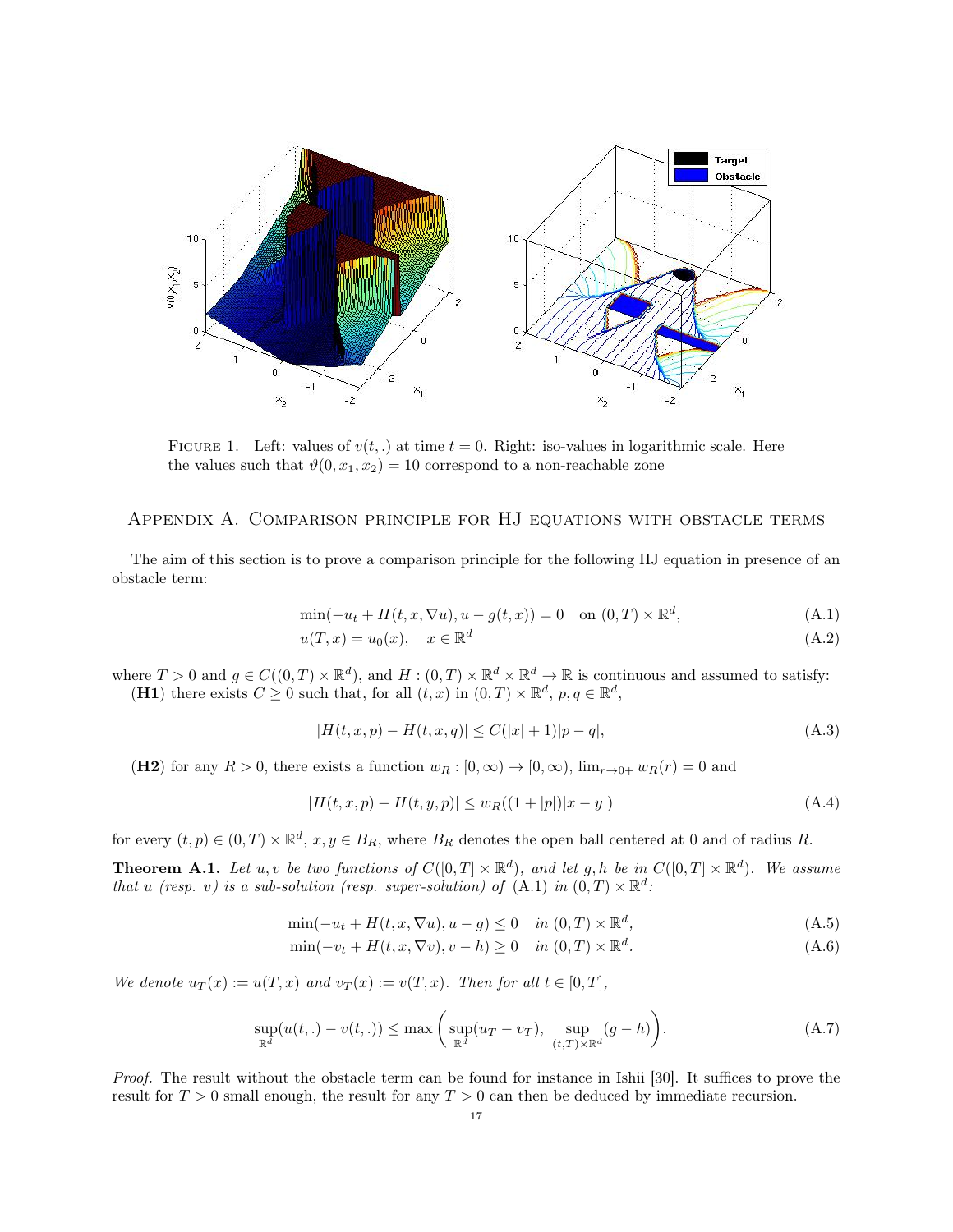FIGURE 1. Left: values of $v(t,.)$ at time $t = 0$. Right: iso-values in logarithmic scale. Here the values such that $\vartheta(0, x_1, x_2) = 10$ correspond to a non-reachable zone

## Appendix A. Comparison principle for HJ equations with obstacle terms

The aim of this section is to prove a comparison principle for the following HJ equation in presence of an obstacle term:

$$\min(-u_t + H(t, x, \nabla u), u - g(t, x)) = 0 \quad \text{on } (0, T) \times \mathbb{R}^d, \tag{A.1}$$

$$u(T, x) = u_0(x), \quad x \in \mathbb{R}^d \tag{A.2}$$

where $T > 0$ and $g \in C((0, T) \times \mathbb{R}^d)$, and $H : (0, T) \times \mathbb{R}^d \times \mathbb{R}^d \to \mathbb{R}$ is continuous and assumed to satisfy:
**(H1)** there exists $C \geq 0$ such that, for all $(t, x)$ in $(0, T) \times \mathbb{R}^d$, $p, q \in \mathbb{R}^d$,

$$|H(t, x, p) - H(t, x, q)| \leq C(|x| + 1)|p - q|, \tag{A.3}$$

**(H2)** for any $R > 0$, there exists a function $w_R : [0, \infty) \to [0, \infty)$, $\lim_{r \to 0+} w_R(r) = 0$ and

$$|H(t, x, p) - H(t, y, p)| \leq w_R((1 + |p|)|x - y|) \tag{A.4}$$

for every $(t, p) \in (0, T) \times \mathbb{R}^d$, $x, y \in B_R$, where $B_R$ denotes the open ball centered at 0 and of radius $R$.

**Theorem A.1.** *Let $u, v$ be two functions of $C([0, T] \times \mathbb{R}^d)$, and let $g, h$ be in $C([0, T] \times \mathbb{R}^d)$. We assume that $u$ (resp. $v$) is a sub-solution (resp. super-solution) of* (A.1) *in $(0, T) \times \mathbb{R}^d$:*

$$\min(-u_t + H(t, x, \nabla u), u - g) \leq 0 \quad \text{in } (0, T) \times \mathbb{R}^d, \tag{A.5}$$

$$\min(-v_t + H(t, x, \nabla v), v - h) \geq 0 \quad \text{in } (0, T) \times \mathbb{R}^d. \tag{A.6}$$

*We denote $u_T(x) := u(T, x)$ and $v_T(x) := v(T, x)$. Then for all $t \in [0, T]$,*

$$\sup_{\mathbb{R}^d}(u(t, .) - v(t, .)) \leq \max\left(\sup_{\mathbb{R}^d}(u_T - v_T), \sup_{(t,T) \times \mathbb{R}^d}(g - h)\right). \tag{A.7}$$

*Proof.* The result without the obstacle term can be found for instance in Ishii [30]. It suffices to prove the result for $T > 0$ small enough, the result for any $T > 0$ can then be deduced by immediate recursion.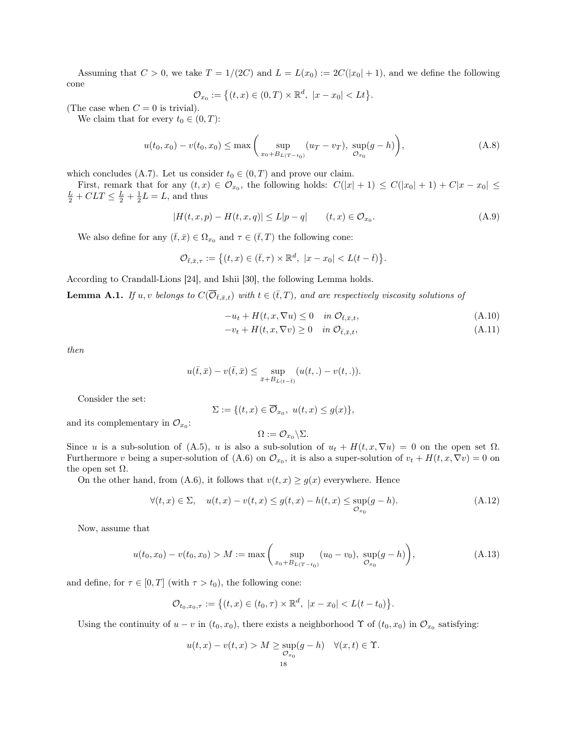Assuming that $C > 0$, we take $T = 1/(2C)$ and $L = L(x_0) := 2C(|x_0| + 1)$, and we define the following cone

$$\mathcal{O}_{x_0} := \{(t,x) \in (0,T) \times \mathbb{R}^d,\ |x - x_0| < Lt\}.$$

(The case when $C = 0$ is trivial).

We claim that for every $t_0 \in (0,T)$:

$$u(t_0,x_0) - v(t_0,x_0) \leq \max\left( \sup_{x_0 + B_{L(T-t_0)}} (u_T - v_T),\ \sup_{\mathcal{O}_{x_0}} (g - h) \right), \tag{A.8}$$

which concludes (A.7). Let us consider $t_0 \in (0,T)$ and prove our claim.

First, remark that for any $(t,x) \in \mathcal{O}_{x_0}$, the following holds: $C(|x| + 1) \leq C(|x_0| + 1) + C|x - x_0| \leq \frac{L}{2} + CLT \leq \frac{L}{2} + \frac{1}{2}L = L$, and thus

$$|H(t,x,p) - H(t,x,q)| \leq L|p - q| \qquad (t,x) \in \mathcal{O}_{x_0}. \tag{A.9}$$

We also define for any $(\bar{t},\bar{x}) \in \Omega_{x_0}$ and $\tau \in (\bar{t},T)$ the following cone:

$$\mathcal{O}_{\bar{t},\bar{x},\tau} := \{(t,x) \in (\bar{t},\tau) \times \mathbb{R}^d,\ |x - x_0| < L(t - \bar{t})\}.$$

According to Crandall-Lions [24], and Ishii [30], the following Lemma holds.

**Lemma A.1.** *If $u, v$ belongs to $C(\overline{\mathcal{O}}_{\bar{t},\bar{x},t})$ with $t \in (\bar{t},T)$, and are respectively viscosity solutions of*

$$-u_t + H(t,x,\nabla u) \leq 0 \quad \text{in } \mathcal{O}_{\bar{t},\bar{x},t}, \tag{A.10}$$

$$-v_t + H(t,x,\nabla v) \geq 0 \quad \text{in } \mathcal{O}_{\bar{t},\bar{x},t}, \tag{A.11}$$

*then*

$$u(\bar{t},\bar{x}) - v(\bar{t},\bar{x}) \leq \sup_{\bar{x} + B_{L(t-\bar{t})}} (u(t,.) - v(t,.)).$$

Consider the set:

$$\Sigma := \{(t,x) \in \overline{\mathcal{O}}_{x_0},\ u(t,x) \leq g(x)\},$$

and its complementary in $\mathcal{O}_{x_0}$:

$$\Omega := \mathcal{O}_{x_0} \backslash \Sigma.$$

Since $u$ is a sub-solution of (A.5), $u$ is also a sub-solution of $u_t + H(t,x,\nabla u) = 0$ on the open set $\Omega$. Furthermore $v$ being a super-solution of (A.6) on $\mathcal{O}_{x_0}$, it is also a super-solution of $v_t + H(t,x,\nabla v) = 0$ on the open set $\Omega$.

On the other hand, from (A.6), it follows that $v(t,x) \geq g(x)$ everywhere. Hence

$$\forall (t,x) \in \Sigma, \quad u(t,x) - v(t,x) \leq g(t,x) - h(t,x) \leq \sup_{\mathcal{O}_{x_0}} (g - h). \tag{A.12}$$

Now, assume that

$$u(t_0,x_0) - v(t_0,x_0) > M := \max\left( \sup_{x_0 + B_{L(T-t_0)}} (u_0 - v_0),\ \sup_{\mathcal{O}_{x_0}} (g - h) \right), \tag{A.13}$$

and define, for $\tau \in [0,T]$ (with $\tau > t_0$), the following cone:

$$\mathcal{O}_{t_0,x_0,\tau} := \{(t,x) \in (t_0,\tau) \times \mathbb{R}^d,\ |x - x_0| < L(t - t_0)\}.$$

Using the continuity of $u - v$ in $(t_0,x_0)$, there exists a neighborhood $\Upsilon$ of $(t_0,x_0)$ in $\mathcal{O}_{x_0}$ satisfying:

$$u(t,x) - v(t,x) > M \geq \sup_{\mathcal{O}_{x_0}} (g - h) \quad \forall (x,t) \in \Upsilon.$$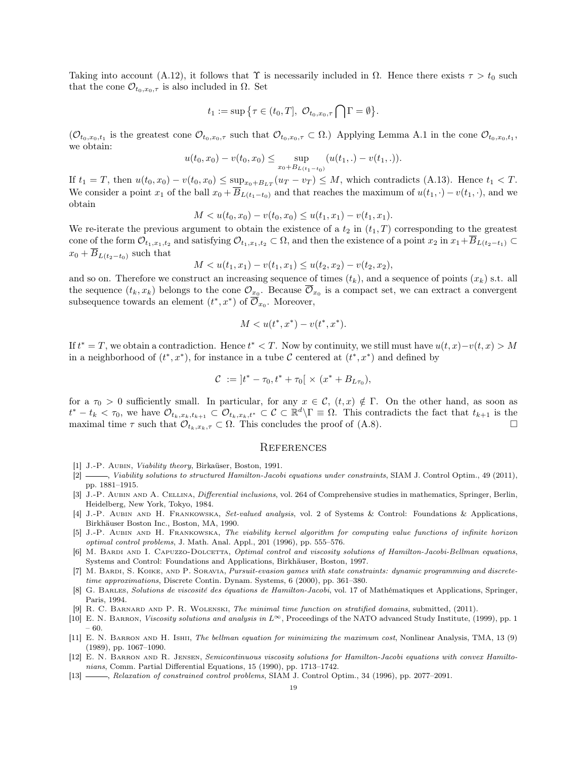Taking into account (A.12), it follows that $\Upsilon$ is necessarily included in $\Omega$. Hence there exists $\tau > t_0$ such that the cone $\mathcal{O}_{t_0,x_0,\tau}$ is also included in $\Omega$. Set

$$t_1 := \sup\big\{\tau \in (t_0, T],\ \mathcal{O}_{t_0,x_0,\tau} \bigcap \Gamma = \emptyset\big\}.$$

($\mathcal{O}_{t_0,x_0,t_1}$ is the greatest cone $\mathcal{O}_{t_0,x_0,\tau}$ such that $\mathcal{O}_{t_0,x_0,\tau} \subset \Omega$.) Applying Lemma A.1 in the cone $\mathcal{O}_{t_0,x_0,t_1}$, we obtain:

$$u(t_0,x_0) - v(t_0,x_0) \leq \sup_{x_0 + B_{L(t_1-t_0)}} (u(t_1,.) - v(t_1,.)).$$

If $t_1 = T$, then $u(t_0,x_0) - v(t_0,x_0) \leq \sup_{x_0+B_{LT}}(u_T - v_T) \leq M$, which contradicts (A.13). Hence $t_1 < T$. We consider a point $x_1$ of the ball $x_0 + \overline{B}_{L(t_1-t_0)}$ and that reaches the maximum of $u(t_1,\cdot) - v(t_1,\cdot)$, and we obtain

$$M < u(t_0,x_0) - v(t_0,x_0) \leq u(t_1,x_1) - v(t_1,x_1).$$

We re-iterate the previous argument to obtain the existence of a $t_2$ in $(t_1,T)$ corresponding to the greatest cone of the form $\mathcal{O}_{t_1,x_1,t_2}$ and satisfying $\mathcal{O}_{t_1,x_1,t_2} \subset \Omega$, and then the existence of a point $x_2$ in $x_1 + \overline{B}_{L(t_2-t_1)} \subset x_0 + \overline{B}_{L(t_2-t_0)}$ such that

$$M < u(t_1,x_1) - v(t_1,x_1) \leq u(t_2,x_2) - v(t_2,x_2),$$

and so on. Therefore we construct an increasing sequence of times $(t_k)$, and a sequence of points $(x_k)$ s.t. all the sequence $(t_k,x_k)$ belongs to the cone $\mathcal{O}_{x_0}$. Because $\overline{\mathcal{O}}_{x_0}$ is a compact set, we can extract a convergent subsequence towards an element $(t^*,x^*)$ of $\overline{\mathcal{O}}_{x_0}$. Moreover,

$$M < u(t^*,x^*) - v(t^*,x^*).$$

If $t^* = T$, we obtain a contradiction. Hence $t^* < T$. Now by continuity, we still must have $u(t,x)-v(t,x) > M$ in a neighborhood of $(t^*,x^*)$, for instance in a tube $\mathcal{C}$ centered at $(t^*,x^*)$ and defined by

$$\mathcal{C} \ := \ ]t^* - \tau_0, t^* + \tau_0[ \times (x^* + B_{L\tau_0}),$$

for a $\tau_0 > 0$ sufficiently small. In particular, for any $x \in \mathcal{C}$, $(t,x) \notin \Gamma$. On the other hand, as soon as $t^* - t_k < \tau_0$, we have $\mathcal{O}_{t_k,x_k,t_{k+1}} \subset \mathcal{O}_{t_k,x_k,t^*} \subset \mathcal{C} \subset \mathbb{R}^d \backslash \Gamma \equiv \Omega$. This contradicts the fact that $t_{k+1}$ is the maximal time $\tau$ such that $\mathcal{O}_{t_k,x_k,\tau} \subset \Omega$. This concludes the proof of (A.8). □

## References

[1] J.-P. Aubin, *Viability theory*, Birkaüser, Boston, 1991.

[2] ———, *Viability solutions to structured Hamilton-Jacobi equations under constraints*, SIAM J. Control Optim., 49 (2011), pp. 1881–1915.

[3] J.-P. Aubin and A. Cellina, *Differential inclusions*, vol. 264 of Comprehensive studies in mathematics, Springer, Berlin, Heidelberg, New York, Tokyo, 1984.

[4] J.-P. Aubin and H. Frankowska, *Set-valued analysis*, vol. 2 of Systems & Control: Foundations & Applications, Birkhäuser Boston Inc., Boston, MA, 1990.

[5] J.-P. Aubin and H. Frankowska, *The viability kernel algorithm for computing value functions of infinite horizon optimal control problems*, J. Math. Anal. Appl., 201 (1996), pp. 555–576.

[6] M. Bardi and I. Capuzzo-Dolcetta, *Optimal control and viscosity solutions of Hamilton-Jacobi-Bellman equations*, Systems and Control: Foundations and Applications, Birkhäuser, Boston, 1997.

[7] M. Bardi, S. Koike, and P. Soravia, *Pursuit-evasion games with state constraints: dynamic programming and discrete-time approximations*, Discrete Contin. Dynam. Systems, 6 (2000), pp. 361–380.

[8] G. Barles, *Solutions de viscosité des équations de Hamilton-Jacobi*, vol. 17 of Mathématiques et Applications, Springer, Paris, 1994.

[9] R. C. Barnard and P. R. Wolenski, *The minimal time function on stratified domains*, submitted, (2011).

[10] E. N. Barron, *Viscosity solutions and analysis in $L^\infty$*, Proceedings of the NATO advanced Study Institute, (1999), pp. 1 – 60.

[11] E. N. Barron and H. Ishii, *The bellman equation for minimizing the maximum cost*, Nonlinear Analysis, TMA, 13 (9) (1989), pp. 1067–1090.

[12] E. N. Barron and R. Jensen, *Semicontinuous viscosity solutions for Hamilton-Jacobi equations with convex Hamiltonians*, Comm. Partial Differential Equations, 15 (1990), pp. 1713–1742.

[13] ———, *Relaxation of constrained control problems*, SIAM J. Control Optim., 34 (1996), pp. 2077–2091.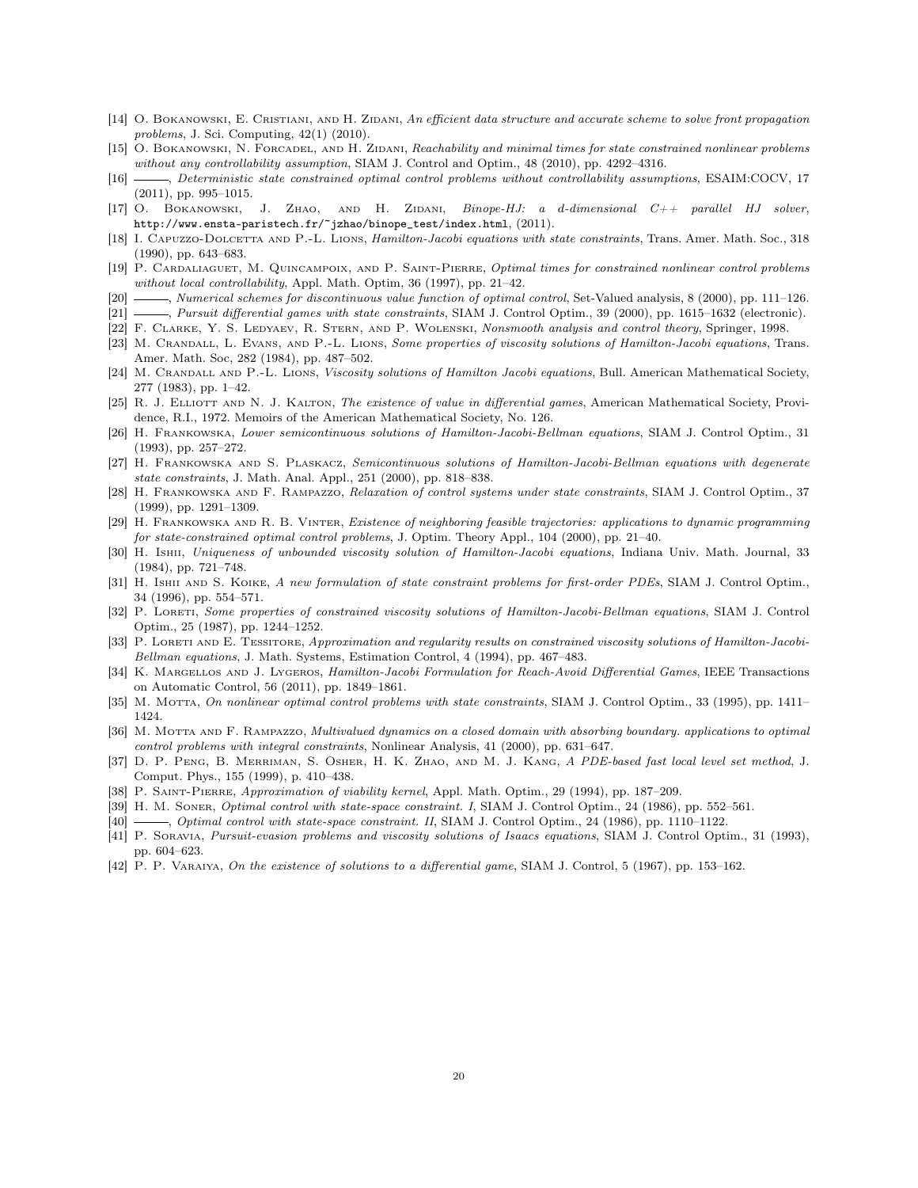[14] O. Bokanowski, E. Cristiani, and H. Zidani, *An efficient data structure and accurate scheme to solve front propagation problems*, J. Sci. Computing, 42(1) (2010).

[15] O. Bokanowski, N. Forcadel, and H. Zidani, *Reachability and minimal times for state constrained nonlinear problems without any controllability assumption*, SIAM J. Control and Optim., 48 (2010), pp. 4292–4316.

[16] ——, *Deterministic state constrained optimal control problems without controllability assumptions*, ESAIM:COCV, 17 (2011), pp. 995–1015.

[17] O. Bokanowski, J. Zhao, and H. Zidani, *Binope-HJ: a d-dimensional C++ parallel HJ solver*, `http://www.ensta-paristech.fr/~jzhao/binope_test/index.html`, (2011).

[18] I. Capuzzo-Dolcetta and P.-L. Lions, *Hamilton-Jacobi equations with state constraints*, Trans. Amer. Math. Soc., 318 (1990), pp. 643–683.

[19] P. Cardaliaguet, M. Quincampoix, and P. Saint-Pierre, *Optimal times for constrained nonlinear control problems without local controllability*, Appl. Math. Optim, 36 (1997), pp. 21–42.

[20] ——, *Numerical schemes for discontinuous value function of optimal control*, Set-Valued analysis, 8 (2000), pp. 111–126.

[21] ——, *Pursuit differential games with state constraints*, SIAM J. Control Optim., 39 (2000), pp. 1615–1632 (electronic).

[22] F. Clarke, Y. S. Ledyaev, R. Stern, and P. Wolenski, *Nonsmooth analysis and control theory*, Springer, 1998.

[23] M. Crandall, L. Evans, and P.-L. Lions, *Some properties of viscosity solutions of Hamilton-Jacobi equations*, Trans. Amer. Math. Soc, 282 (1984), pp. 487–502.

[24] M. Crandall and P.-L. Lions, *Viscosity solutions of Hamilton Jacobi equations*, Bull. American Mathematical Society, 277 (1983), pp. 1–42.

[25] R. J. Elliott and N. J. Kalton, *The existence of value in differential games*, American Mathematical Society, Providence, R.I., 1972. Memoirs of the American Mathematical Society, No. 126.

[26] H. Frankowska, *Lower semicontinuous solutions of Hamilton-Jacobi-Bellman equations*, SIAM J. Control Optim., 31 (1993), pp. 257–272.

[27] H. Frankowska and S. Plaskacz, *Semicontinuous solutions of Hamilton-Jacobi-Bellman equations with degenerate state constraints*, J. Math. Anal. Appl., 251 (2000), pp. 818–838.

[28] H. Frankowska and F. Rampazzo, *Relaxation of control systems under state constraints*, SIAM J. Control Optim., 37 (1999), pp. 1291–1309.

[29] H. Frankowska and R. B. Vinter, *Existence of neighboring feasible trajectories: applications to dynamic programming for state-constrained optimal control problems*, J. Optim. Theory Appl., 104 (2000), pp. 21–40.

[30] H. Ishii, *Uniqueness of unbounded viscosity solution of Hamilton-Jacobi equations*, Indiana Univ. Math. Journal, 33 (1984), pp. 721–748.

[31] H. Ishii and S. Koike, *A new formulation of state constraint problems for first-order PDEs*, SIAM J. Control Optim., 34 (1996), pp. 554–571.

[32] P. Loreti, *Some properties of constrained viscosity solutions of Hamilton-Jacobi-Bellman equations*, SIAM J. Control Optim., 25 (1987), pp. 1244–1252.

[33] P. Loreti and E. Tessitore, *Approximation and regularity results on constrained viscosity solutions of Hamilton-Jacobi-Bellman equations*, J. Math. Systems, Estimation Control, 4 (1994), pp. 467–483.

[34] K. Margellos and J. Lygeros, *Hamilton-Jacobi Formulation for Reach-Avoid Differential Games*, IEEE Transactions on Automatic Control, 56 (2011), pp. 1849–1861.

[35] M. Motta, *On nonlinear optimal control problems with state constraints*, SIAM J. Control Optim., 33 (1995), pp. 1411–1424.

[36] M. Motta and F. Rampazzo, *Multivalued dynamics on a closed domain with absorbing boundary. applications to optimal control problems with integral constraints*, Nonlinear Analysis, 41 (2000), pp. 631–647.

[37] D. P. Peng, B. Merriman, S. Osher, H. K. Zhao, and M. J. Kang, *A PDE-based fast local level set method*, J. Comput. Phys., 155 (1999), p. 410–438.

[38] P. Saint-Pierre, *Approximation of viability kernel*, Appl. Math. Optim., 29 (1994), pp. 187–209.

[39] H. M. Soner, *Optimal control with state-space constraint. I*, SIAM J. Control Optim., 24 (1986), pp. 552–561.

[40] ——, *Optimal control with state-space constraint. II*, SIAM J. Control Optim., 24 (1986), pp. 1110–1122.

[41] P. Soravia, *Pursuit-evasion problems and viscosity solutions of Isaacs equations*, SIAM J. Control Optim., 31 (1993), pp. 604–623.

[42] P. P. Varaiya, *On the existence of solutions to a differential game*, SIAM J. Control, 5 (1967), pp. 153–162.